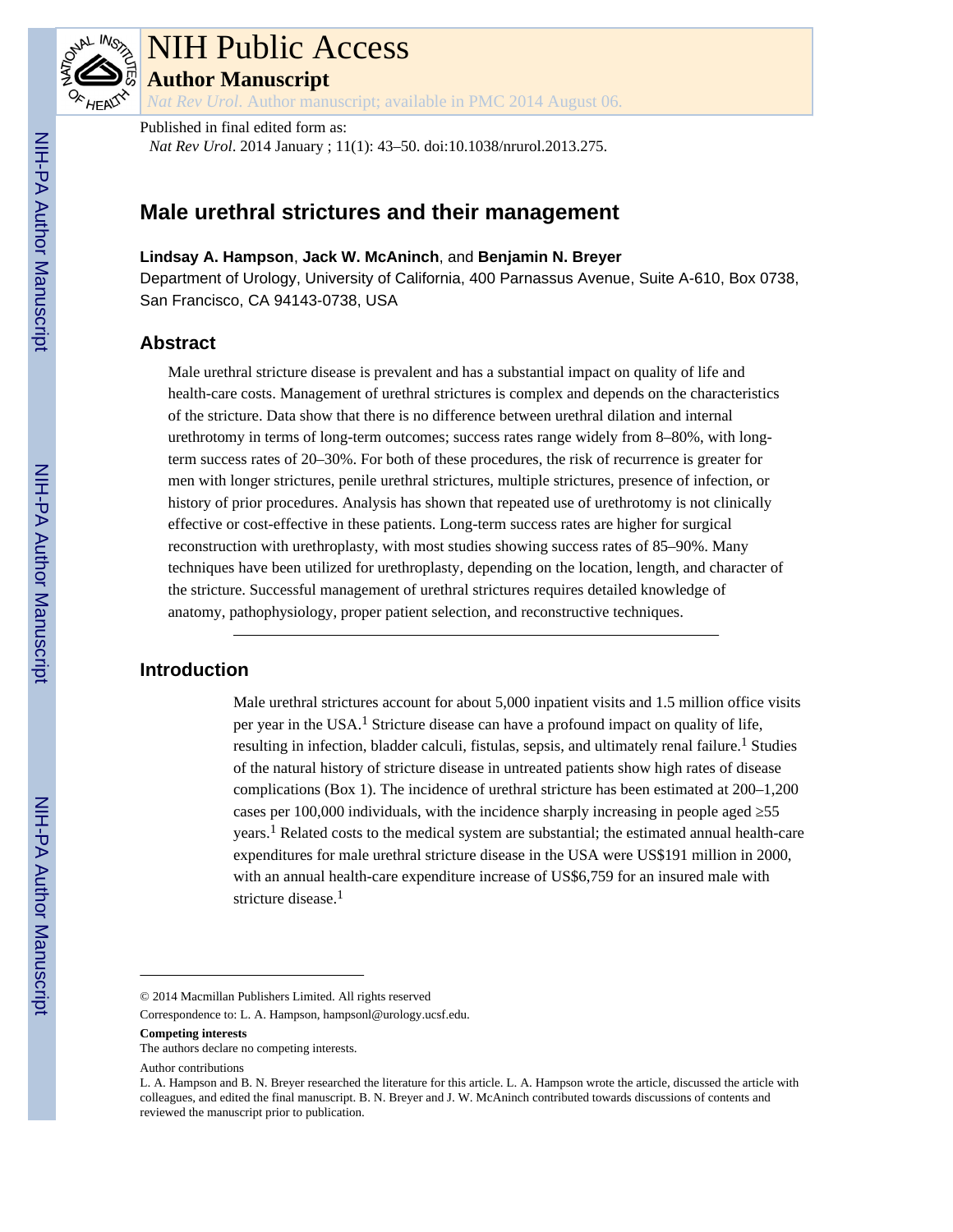Published in final edited form as:

*Nat Rev Urol*. 2014 January ; 11(1): 43–50. doi:10.1038/nrurol.2013.275.

# Male urethral strictures and their management

**Lindsay A. Hampson**, **Jack W. McAninch**, and **Benjamin N. Breyer**

Department of Urology, University of California, 400 Parnassus Avenue, Suite A-610, Box 0738, San Francisco, CA 94143-0738, USA

## Abstract

Male urethral stricture disease is prevalent and has a substantial impact on quality of life and health-care costs. Management of urethral strictures is complex and depends on the characteristics of the stricture. Data show that there is no difference between urethral dilation and internal urethrotomy in terms of long-term outcomes; success rates range widely from 8–80%, with long-term success rates of 20–30%. For both of these procedures, the risk of recurrence is greater for men with longer strictures, penile urethral strictures, multiple strictures, presence of infection, or history of prior procedures. Analysis has shown that repeated use of urethrotomy is not clinically effective or cost-effective in these patients. Long-term success rates are higher for surgical reconstruction with urethroplasty, with most studies showing success rates of 85–90%. Many techniques have been utilized for urethroplasty, depending on the location, length, and character of the stricture. Successful management of urethral strictures requires detailed knowledge of anatomy, pathophysiology, proper patient selection, and reconstructive techniques.

## Introduction

Male urethral strictures account for about 5,000 inpatient visits and 1.5 million office visits per year in the USA.[1] Stricture disease can have a profound impact on quality of life, resulting in infection, bladder calculi, fistulas, sepsis, and ultimately renal failure.[1] Studies of the natural history of stricture disease in untreated patients show high rates of disease complications (Box 1). The incidence of urethral stricture has been estimated at 200–1,200 cases per 100,000 individuals, with the incidence sharply increasing in people aged ≥55 years.[1] Related costs to the medical system are substantial; the estimated annual health-care expenditures for male urethral stricture disease in the USA were US$191 million in 2000, with an annual health-care expenditure increase of US$6,759 for an insured male with stricture disease.[1]

---

© 2014 Macmillan Publishers Limited. All rights reserved

Correspondence to: L. A. Hampson, hampsonl@urology.ucsf.edu.

**Competing interests**

The authors declare no competing interests.

Author contributions

L. A. Hampson and B. N. Breyer researched the literature for this article. L. A. Hampson wrote the article, discussed the article with colleagues, and edited the final manuscript. B. N. Breyer and J. W. McAninch contributed towards discussions of contents and reviewed the manuscript prior to publication.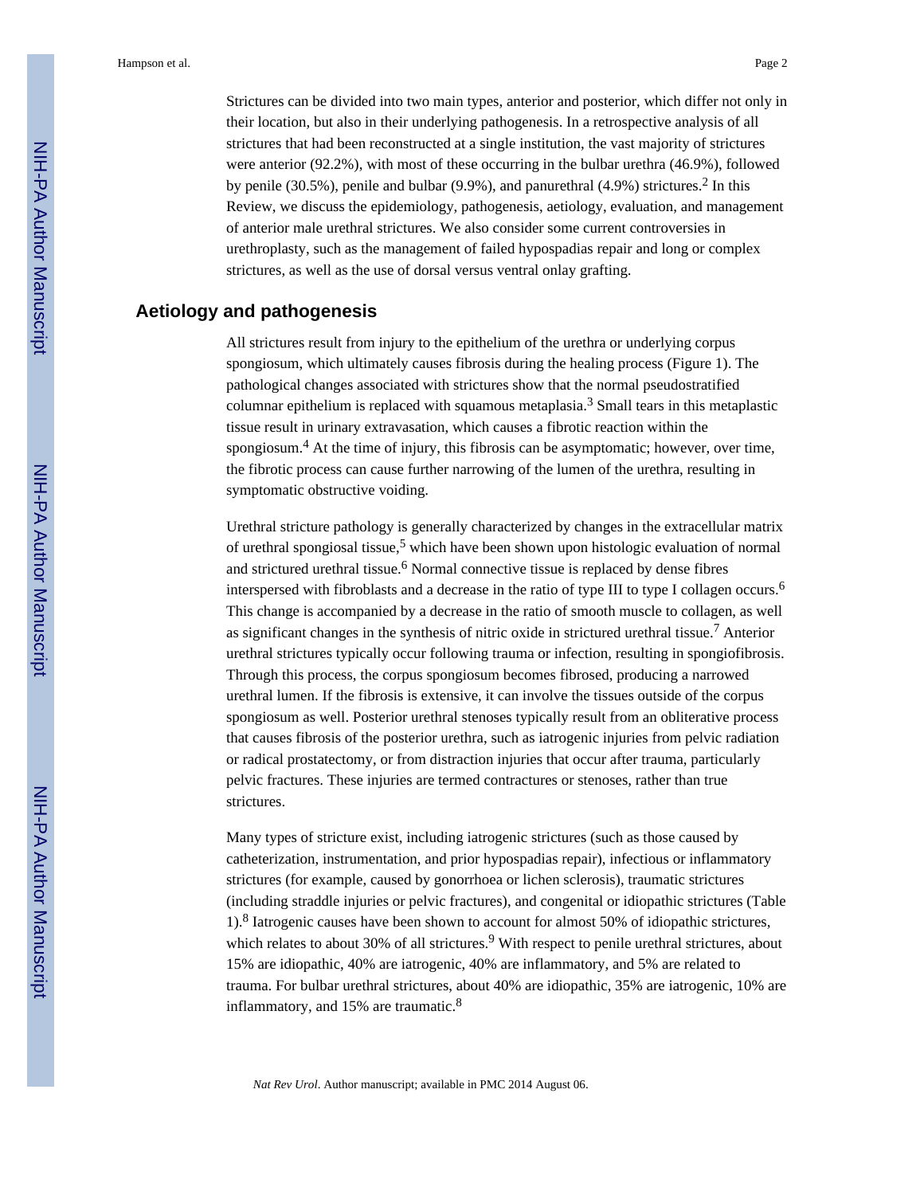Strictures can be divided into two main types, anterior and posterior, which differ not only in their location, but also in their underlying pathogenesis. In a retrospective analysis of all strictures that had been reconstructed at a single institution, the vast majority of strictures were anterior (92.2%), with most of these occurring in the bulbar urethra (46.9%), followed by penile (30.5%), penile and bulbar (9.9%), and panurethral (4.9%) strictures.[2] In this Review, we discuss the epidemiology, pathogenesis, aetiology, evaluation, and management of anterior male urethral strictures. We also consider some current controversies in urethroplasty, such as the management of failed hypospadias repair and long or complex strictures, as well as the use of dorsal versus ventral onlay grafting.

## Aetiology and pathogenesis

All strictures result from injury to the epithelium of the urethra or underlying corpus spongiosum, which ultimately causes fibrosis during the healing process (Figure 1). The pathological changes associated with strictures show that the normal pseudostratified columnar epithelium is replaced with squamous metaplasia.[3] Small tears in this metaplastic tissue result in urinary extravasation, which causes a fibrotic reaction within the spongiosum.[4] At the time of injury, this fibrosis can be asymptomatic; however, over time, the fibrotic process can cause further narrowing of the lumen of the urethra, resulting in symptomatic obstructive voiding.

Urethral stricture pathology is generally characterized by changes in the extracellular matrix of urethral spongiosal tissue,[5] which have been shown upon histologic evaluation of normal and strictured urethral tissue.[6] Normal connective tissue is replaced by dense fibres interspersed with fibroblasts and a decrease in the ratio of type III to type I collagen occurs.[6] This change is accompanied by a decrease in the ratio of smooth muscle to collagen, as well as significant changes in the synthesis of nitric oxide in strictured urethral tissue.[7] Anterior urethral strictures typically occur following trauma or infection, resulting in spongiofibrosis. Through this process, the corpus spongiosum becomes fibrosed, producing a narrowed urethral lumen. If the fibrosis is extensive, it can involve the tissues outside of the corpus spongiosum as well. Posterior urethral stenoses typically result from an obliterative process that causes fibrosis of the posterior urethra, such as iatrogenic injuries from pelvic radiation or radical prostatectomy, or from distraction injuries that occur after trauma, particularly pelvic fractures. These injuries are termed contractures or stenoses, rather than true strictures.

Many types of stricture exist, including iatrogenic strictures (such as those caused by catheterization, instrumentation, and prior hypospadias repair), infectious or inflammatory strictures (for example, caused by gonorrhoea or lichen sclerosis), traumatic strictures (including straddle injuries or pelvic fractures), and congenital or idiopathic strictures (Table 1).[8] Iatrogenic causes have been shown to account for almost 50% of idiopathic strictures, which relates to about 30% of all strictures.[9] With respect to penile urethral strictures, about 15% are idiopathic, 40% are iatrogenic, 40% are inflammatory, and 5% are related to trauma. For bulbar urethral strictures, about 40% are idiopathic, 35% are iatrogenic, 10% are inflammatory, and 15% are traumatic.[8]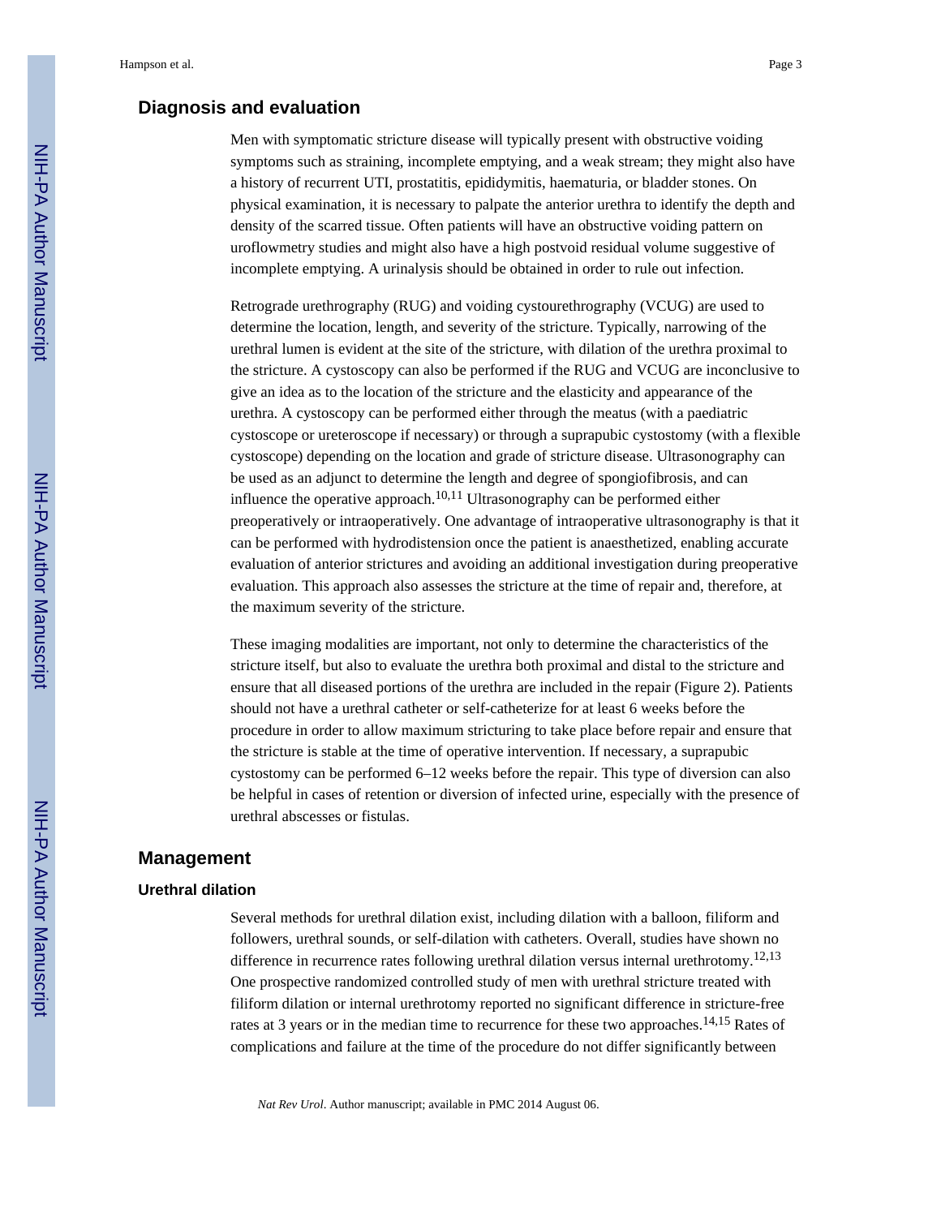## Diagnosis and evaluation

Men with symptomatic stricture disease will typically present with obstructive voiding symptoms such as straining, incomplete emptying, and a weak stream; they might also have a history of recurrent UTI, prostatitis, epididymitis, haematuria, or bladder stones. On physical examination, it is necessary to palpate the anterior urethra to identify the depth and density of the scarred tissue. Often patients will have an obstructive voiding pattern on uroflowmetry studies and might also have a high postvoid residual volume suggestive of incomplete emptying. A urinalysis should be obtained in order to rule out infection.

Retrograde urethrography (RUG) and voiding cystourethrography (VCUG) are used to determine the location, length, and severity of the stricture. Typically, narrowing of the urethral lumen is evident at the site of the stricture, with dilation of the urethra proximal to the stricture. A cystoscopy can also be performed if the RUG and VCUG are inconclusive to give an idea as to the location of the stricture and the elasticity and appearance of the urethra. A cystoscopy can be performed either through the meatus (with a paediatric cystoscope or ureteroscope if necessary) or through a suprapubic cystostomy (with a flexible cystoscope) depending on the location and grade of stricture disease. Ultrasonography can be used as an adjunct to determine the length and degree of spongiofibrosis, and can influence the operative approach.[10,11] Ultrasonography can be performed either preoperatively or intraoperatively. One advantage of intraoperative ultrasonography is that it can be performed with hydrodistension once the patient is anaesthetized, enabling accurate evaluation of anterior strictures and avoiding an additional investigation during preoperative evaluation. This approach also assesses the stricture at the time of repair and, therefore, at the maximum severity of the stricture.

These imaging modalities are important, not only to determine the characteristics of the stricture itself, but also to evaluate the urethra both proximal and distal to the stricture and ensure that all diseased portions of the urethra are included in the repair (Figure 2). Patients should not have a urethral catheter or self-catheterize for at least 6 weeks before the procedure in order to allow maximum stricturing to take place before repair and ensure that the stricture is stable at the time of operative intervention. If necessary, a suprapubic cystostomy can be performed 6–12 weeks before the repair. This type of diversion can also be helpful in cases of retention or diversion of infected urine, especially with the presence of urethral abscesses or fistulas.

## Management

### Urethral dilation

Several methods for urethral dilation exist, including dilation with a balloon, filiform and followers, urethral sounds, or self-dilation with catheters. Overall, studies have shown no difference in recurrence rates following urethral dilation versus internal urethrotomy.[12,13] One prospective randomized controlled study of men with urethral stricture treated with filiform dilation or internal urethrotomy reported no significant difference in stricture-free rates at 3 years or in the median time to recurrence for these two approaches.[14,15] Rates of complications and failure at the time of the procedure do not differ significantly between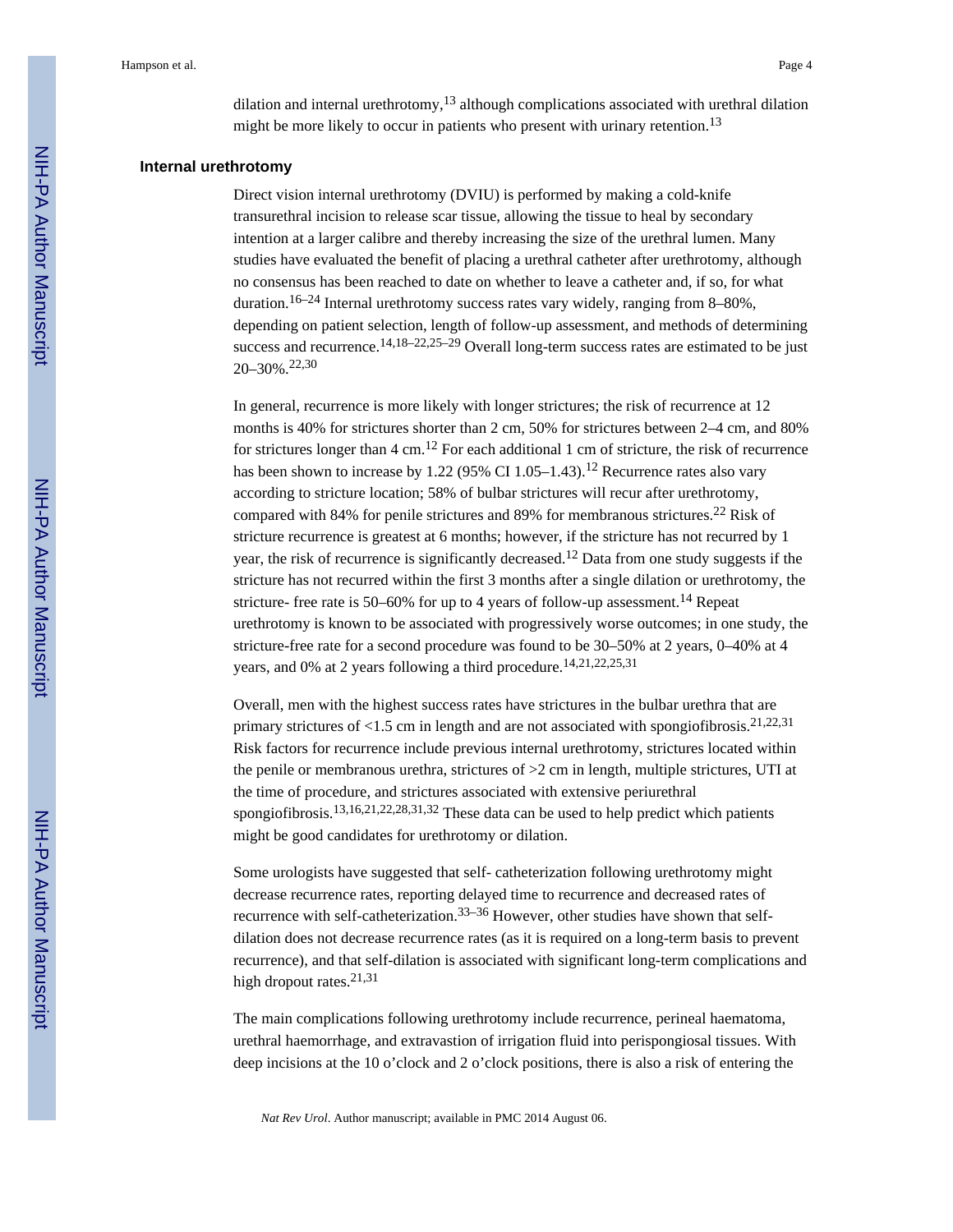dilation and internal urethrotomy,[13] although complications associated with urethral dilation might be more likely to occur in patients who present with urinary retention.[13]

### Internal urethrotomy

Direct vision internal urethrotomy (DVIU) is performed by making a cold-knife transurethral incision to release scar tissue, allowing the tissue to heal by secondary intention at a larger calibre and thereby increasing the size of the urethral lumen. Many studies have evaluated the benefit of placing a urethral catheter after urethrotomy, although no consensus has been reached to date on whether to leave a catheter and, if so, for what duration.[16–24] Internal urethrotomy success rates vary widely, ranging from 8–80%, depending on patient selection, length of follow-up assessment, and methods of determining success and recurrence.[14,18–22,25–29] Overall long-term success rates are estimated to be just 20–30%.[22,30]

In general, recurrence is more likely with longer strictures; the risk of recurrence at 12 months is 40% for strictures shorter than 2 cm, 50% for strictures between 2–4 cm, and 80% for strictures longer than 4 cm.[12] For each additional 1 cm of stricture, the risk of recurrence has been shown to increase by 1.22 (95% CI 1.05–1.43).[12] Recurrence rates also vary according to stricture location; 58% of bulbar strictures will recur after urethrotomy, compared with 84% for penile strictures and 89% for membranous strictures.[22] Risk of stricture recurrence is greatest at 6 months; however, if the stricture has not recurred by 1 year, the risk of recurrence is significantly decreased.[12] Data from one study suggests if the stricture has not recurred within the first 3 months after a single dilation or urethrotomy, the stricture- free rate is 50–60% for up to 4 years of follow-up assessment.[14] Repeat urethrotomy is known to be associated with progressively worse outcomes; in one study, the stricture-free rate for a second procedure was found to be 30–50% at 2 years, 0–40% at 4 years, and 0% at 2 years following a third procedure.[14,21,22,25,31]

Overall, men with the highest success rates have strictures in the bulbar urethra that are primary strictures of <1.5 cm in length and are not associated with spongiofibrosis.[21,22,31] Risk factors for recurrence include previous internal urethrotomy, strictures located within the penile or membranous urethra, strictures of >2 cm in length, multiple strictures, UTI at the time of procedure, and strictures associated with extensive periurethral spongiofibrosis.[13,16,21,22,28,31,32] These data can be used to help predict which patients might be good candidates for urethrotomy or dilation.

Some urologists have suggested that self- catheterization following urethrotomy might decrease recurrence rates, reporting delayed time to recurrence and decreased rates of recurrence with self-catheterization.[33–36] However, other studies have shown that self-dilation does not decrease recurrence rates (as it is required on a long-term basis to prevent recurrence), and that self-dilation is associated with significant long-term complications and high dropout rates.[21,31]

The main complications following urethrotomy include recurrence, perineal haematoma, urethral haemorrhage, and extravastion of irrigation fluid into perispongiosal tissues. With deep incisions at the 10 o'clock and 2 o'clock positions, there is also a risk of entering the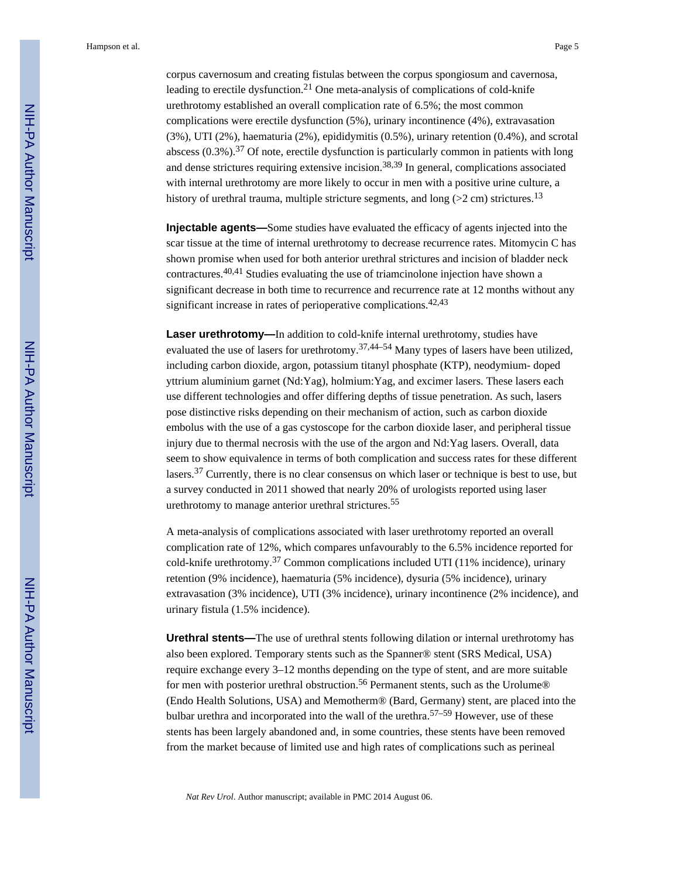corpus cavernosum and creating fistulas between the corpus spongiosum and cavernosa, leading to erectile dysfunction.[21] One meta-analysis of complications of cold-knife urethrotomy established an overall complication rate of 6.5%; the most common complications were erectile dysfunction (5%), urinary incontinence (4%), extravasation (3%), UTI (2%), haematuria (2%), epididymitis (0.5%), urinary retention (0.4%), and scrotal abscess (0.3%).[37] Of note, erectile dysfunction is particularly common in patients with long and dense strictures requiring extensive incision.[38,39] In general, complications associated with internal urethrotomy are more likely to occur in men with a positive urine culture, a history of urethral trauma, multiple stricture segments, and long (>2 cm) strictures.[13]

**Injectable agents—**Some studies have evaluated the efficacy of agents injected into the scar tissue at the time of internal urethrotomy to decrease recurrence rates. Mitomycin C has shown promise when used for both anterior urethral strictures and incision of bladder neck contractures.[40,41] Studies evaluating the use of triamcinolone injection have shown a significant decrease in both time to recurrence and recurrence rate at 12 months without any significant increase in rates of perioperative complications.[42,43]

**Laser urethrotomy—**In addition to cold-knife internal urethrotomy, studies have evaluated the use of lasers for urethrotomy.[37,44–54] Many types of lasers have been utilized, including carbon dioxide, argon, potassium titanyl phosphate (KTP), neodymium- doped yttrium aluminium garnet (Nd:Yag), holmium:Yag, and excimer lasers. These lasers each use different technologies and offer differing depths of tissue penetration. As such, lasers pose distinctive risks depending on their mechanism of action, such as carbon dioxide embolus with the use of a gas cystoscope for the carbon dioxide laser, and peripheral tissue injury due to thermal necrosis with the use of the argon and Nd:Yag lasers. Overall, data seem to show equivalence in terms of both complication and success rates for these different lasers.[37] Currently, there is no clear consensus on which laser or technique is best to use, but a survey conducted in 2011 showed that nearly 20% of urologists reported using laser urethrotomy to manage anterior urethral strictures.[55]

A meta-analysis of complications associated with laser urethrotomy reported an overall complication rate of 12%, which compares unfavourably to the 6.5% incidence reported for cold-knife urethrotomy.[37] Common complications included UTI (11% incidence), urinary retention (9% incidence), haematuria (5% incidence), dysuria (5% incidence), urinary extravasation (3% incidence), UTI (3% incidence), urinary incontinence (2% incidence), and urinary fistula (1.5% incidence).

**Urethral stents—**The use of urethral stents following dilation or internal urethrotomy has also been explored. Temporary stents such as the Spanner® stent (SRS Medical, USA) require exchange every 3–12 months depending on the type of stent, and are more suitable for men with posterior urethral obstruction.[56] Permanent stents, such as the Urolume® (Endo Health Solutions, USA) and Memotherm® (Bard, Germany) stent, are placed into the bulbar urethra and incorporated into the wall of the urethra.[57–59] However, use of these stents has been largely abandoned and, in some countries, these stents have been removed from the market because of limited use and high rates of complications such as perineal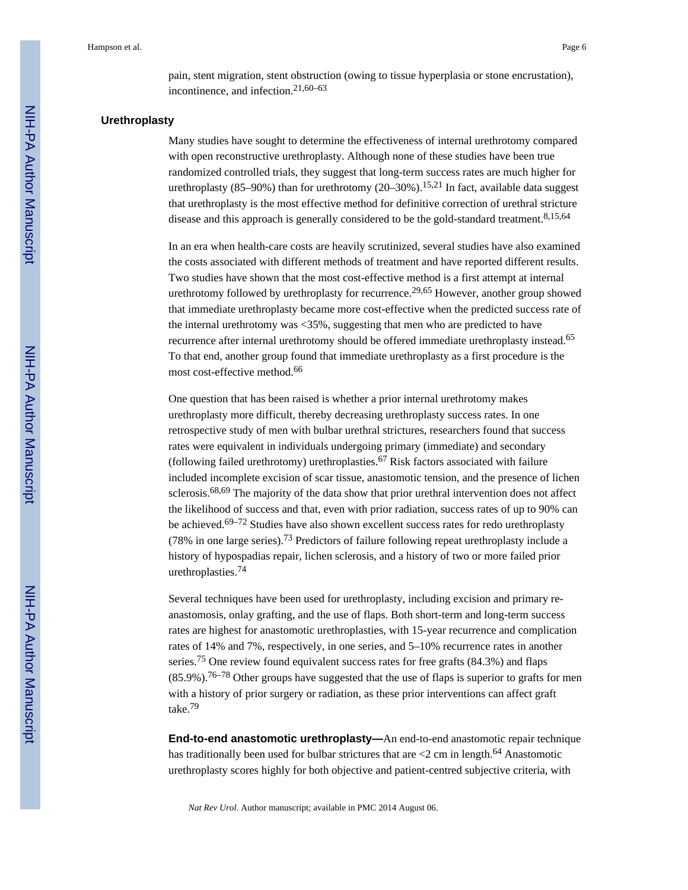pain, stent migration, stent obstruction (owing to tissue hyperplasia or stone encrustation), incontinence, and infection.[21,60–63]

### Urethroplasty

Many studies have sought to determine the effectiveness of internal urethrotomy compared with open reconstructive urethroplasty. Although none of these studies have been true randomized controlled trials, they suggest that long-term success rates are much higher for urethroplasty (85–90%) than for urethrotomy (20–30%).[15,21] In fact, available data suggest that urethroplasty is the most effective method for definitive correction of urethral stricture disease and this approach is generally considered to be the gold-standard treatment.[8,15,64]

In an era when health-care costs are heavily scrutinized, several studies have also examined the costs associated with different methods of treatment and have reported different results. Two studies have shown that the most cost-effective method is a first attempt at internal urethrotomy followed by urethroplasty for recurrence.[29,65] However, another group showed that immediate urethroplasty became more cost-effective when the predicted success rate of the internal urethrotomy was <35%, suggesting that men who are predicted to have recurrence after internal urethrotomy should be offered immediate urethroplasty instead.[65] To that end, another group found that immediate urethroplasty as a first procedure is the most cost-effective method.[66]

One question that has been raised is whether a prior internal urethrotomy makes urethroplasty more difficult, thereby decreasing urethroplasty success rates. In one retrospective study of men with bulbar urethral strictures, researchers found that success rates were equivalent in individuals undergoing primary (immediate) and secondary (following failed urethrotomy) urethroplasties.[67] Risk factors associated with failure included incomplete excision of scar tissue, anastomotic tension, and the presence of lichen sclerosis.[68,69] The majority of the data show that prior urethral intervention does not affect the likelihood of success and that, even with prior radiation, success rates of up to 90% can be achieved.[69–72] Studies have also shown excellent success rates for redo urethroplasty (78% in one large series).[73] Predictors of failure following repeat urethroplasty include a history of hypospadias repair, lichen sclerosis, and a history of two or more failed prior urethroplasties.[74]

Several techniques have been used for urethroplasty, including excision and primary re-anastomosis, onlay grafting, and the use of flaps. Both short-term and long-term success rates are highest for anastomotic urethroplasties, with 15-year recurrence and complication rates of 14% and 7%, respectively, in one series, and 5–10% recurrence rates in another series.[75] One review found equivalent success rates for free grafts (84.3%) and flaps (85.9%).[76–78] Other groups have suggested that the use of flaps is superior to grafts for men with a history of prior surgery or radiation, as these prior interventions can affect graft take.[79]

**End-to-end anastomotic urethroplasty—**An end-to-end anastomotic repair technique has traditionally been used for bulbar strictures that are <2 cm in length.[64] Anastomotic urethroplasty scores highly for both objective and patient-centred subjective criteria, with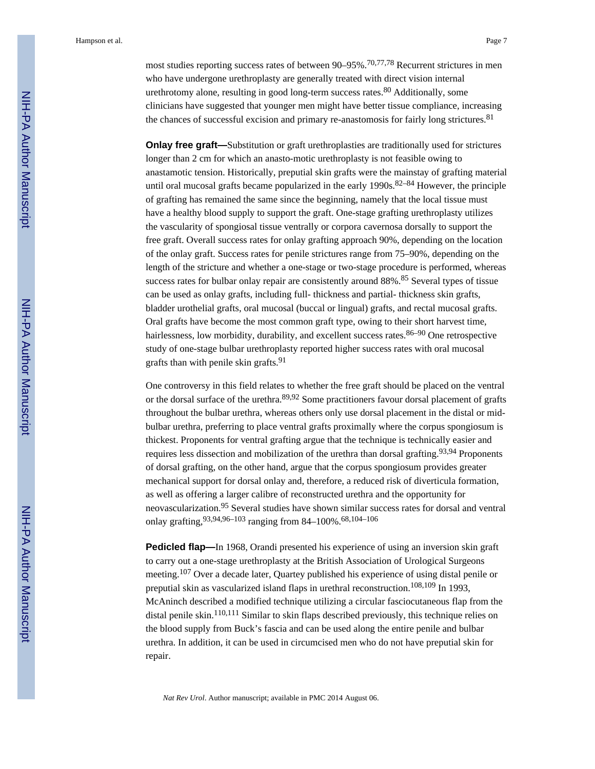most studies reporting success rates of between 90–95%.[70,77,78] Recurrent strictures in men who have undergone urethroplasty are generally treated with direct vision internal urethrotomy alone, resulting in good long-term success rates.[80] Additionally, some clinicians have suggested that younger men might have better tissue compliance, increasing the chances of successful excision and primary re-anastomosis for fairly long strictures.[81]

**Onlay free graft—**Substitution or graft urethroplasties are traditionally used for strictures longer than 2 cm for which an anasto-motic urethroplasty is not feasible owing to anastamotic tension. Historically, preputial skin grafts were the mainstay of grafting material until oral mucosal grafts became popularized in the early 1990s.[82–84] However, the principle of grafting has remained the same since the beginning, namely that the local tissue must have a healthy blood supply to support the graft. One-stage grafting urethroplasty utilizes the vascularity of spongiosal tissue ventrally or corpora cavernosa dorsally to support the free graft. Overall success rates for onlay grafting approach 90%, depending on the location of the onlay graft. Success rates for penile strictures range from 75–90%, depending on the length of the stricture and whether a one-stage or two-stage procedure is performed, whereas success rates for bulbar onlay repair are consistently around 88%.[85] Several types of tissue can be used as onlay grafts, including full- thickness and partial- thickness skin grafts, bladder urothelial grafts, oral mucosal (buccal or lingual) grafts, and rectal mucosal grafts. Oral grafts have become the most common graft type, owing to their short harvest time, hairlessness, low morbidity, durability, and excellent success rates.[86–90] One retrospective study of one-stage bulbar urethroplasty reported higher success rates with oral mucosal grafts than with penile skin grafts.[91]

One controversy in this field relates to whether the free graft should be placed on the ventral or the dorsal surface of the urethra.[89,92] Some practitioners favour dorsal placement of grafts throughout the bulbar urethra, whereas others only use dorsal placement in the distal or mid-bulbar urethra, preferring to place ventral grafts proximally where the corpus spongiosum is thickest. Proponents for ventral grafting argue that the technique is technically easier and requires less dissection and mobilization of the urethra than dorsal grafting.[93,94] Proponents of dorsal grafting, on the other hand, argue that the corpus spongiosum provides greater mechanical support for dorsal onlay and, therefore, a reduced risk of diverticula formation, as well as offering a larger calibre of reconstructed urethra and the opportunity for neovascularization.[95] Several studies have shown similar success rates for dorsal and ventral onlay grafting,[93,94,96–103] ranging from 84–100%.[68,104–106]

**Pedicled flap—**In 1968, Orandi presented his experience of using an inversion skin graft to carry out a one-stage urethroplasty at the British Association of Urological Surgeons meeting.[107] Over a decade later, Quartey published his experience of using distal penile or preputial skin as vascularized island flaps in urethral reconstruction.[108,109] In 1993, McAninch described a modified technique utilizing a circular fasciocutaneous flap from the distal penile skin.[110,111] Similar to skin flaps described previously, this technique relies on the blood supply from Buck's fascia and can be used along the entire penile and bulbar urethra. In addition, it can be used in circumcised men who do not have preputial skin for repair.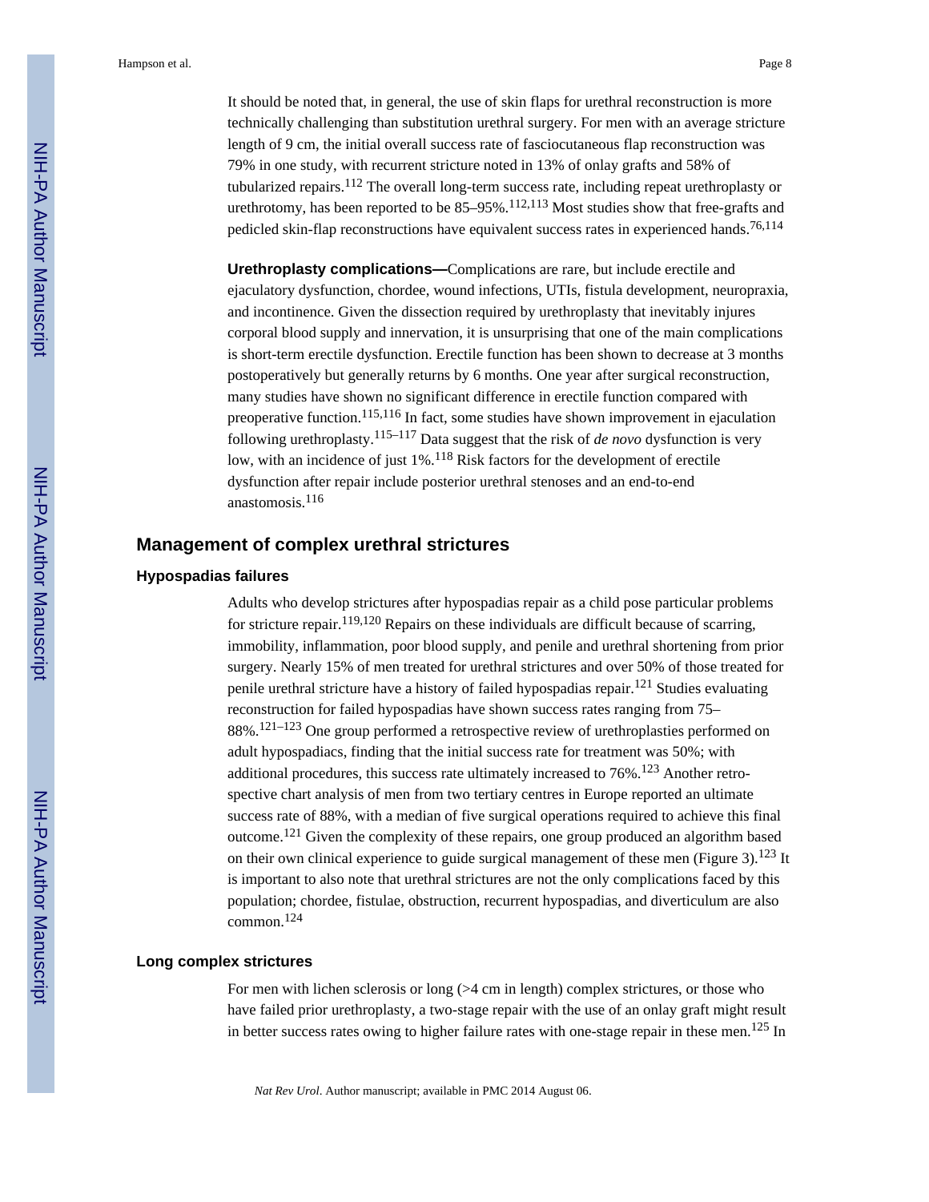It should be noted that, in general, the use of skin flaps for urethral reconstruction is more technically challenging than substitution urethral surgery. For men with an average stricture length of 9 cm, the initial overall success rate of fasciocutaneous flap reconstruction was 79% in one study, with recurrent stricture noted in 13% of onlay grafts and 58% of tubularized repairs.[112] The overall long-term success rate, including repeat urethroplasty or urethrotomy, has been reported to be 85–95%.[112,113] Most studies show that free-grafts and pedicled skin-flap reconstructions have equivalent success rates in experienced hands.[76,114]

**Urethroplasty complications—**Complications are rare, but include erectile and ejaculatory dysfunction, chordee, wound infections, UTIs, fistula development, neuropraxia, and incontinence. Given the dissection required by urethroplasty that inevitably injures corporal blood supply and innervation, it is unsurprising that one of the main complications is short-term erectile dysfunction. Erectile function has been shown to decrease at 3 months postoperatively but generally returns by 6 months. One year after surgical reconstruction, many studies have shown no significant difference in erectile function compared with preoperative function.[115,116] In fact, some studies have shown improvement in ejaculation following urethroplasty.[115–117] Data suggest that the risk of *de novo* dysfunction is very low, with an incidence of just 1%.[118] Risk factors for the development of erectile dysfunction after repair include posterior urethral stenoses and an end-to-end anastomosis.[116]

## Management of complex urethral strictures

### Hypospadias failures

Adults who develop strictures after hypospadias repair as a child pose particular problems for stricture repair.[119,120] Repairs on these individuals are difficult because of scarring, immobility, inflammation, poor blood supply, and penile and urethral shortening from prior surgery. Nearly 15% of men treated for urethral strictures and over 50% of those treated for penile urethral stricture have a history of failed hypospadias repair.[121] Studies evaluating reconstruction for failed hypospadias have shown success rates ranging from 75–88%.[121–123] One group performed a retrospective review of urethroplasties performed on adult hypospadiacs, finding that the initial success rate for treatment was 50%; with additional procedures, this success rate ultimately increased to 76%.[123] Another retrospective chart analysis of men from two tertiary centres in Europe reported an ultimate success rate of 88%, with a median of five surgical operations required to achieve this final outcome.[121] Given the complexity of these repairs, one group produced an algorithm based on their own clinical experience to guide surgical management of these men (Figure 3).[123] It is important to also note that urethral strictures are not the only complications faced by this population; chordee, fistulae, obstruction, recurrent hypospadias, and diverticulum are also common.[124]

### Long complex strictures

For men with lichen sclerosis or long (>4 cm in length) complex strictures, or those who have failed prior urethroplasty, a two-stage repair with the use of an onlay graft might result in better success rates owing to higher failure rates with one-stage repair in these men.[125] In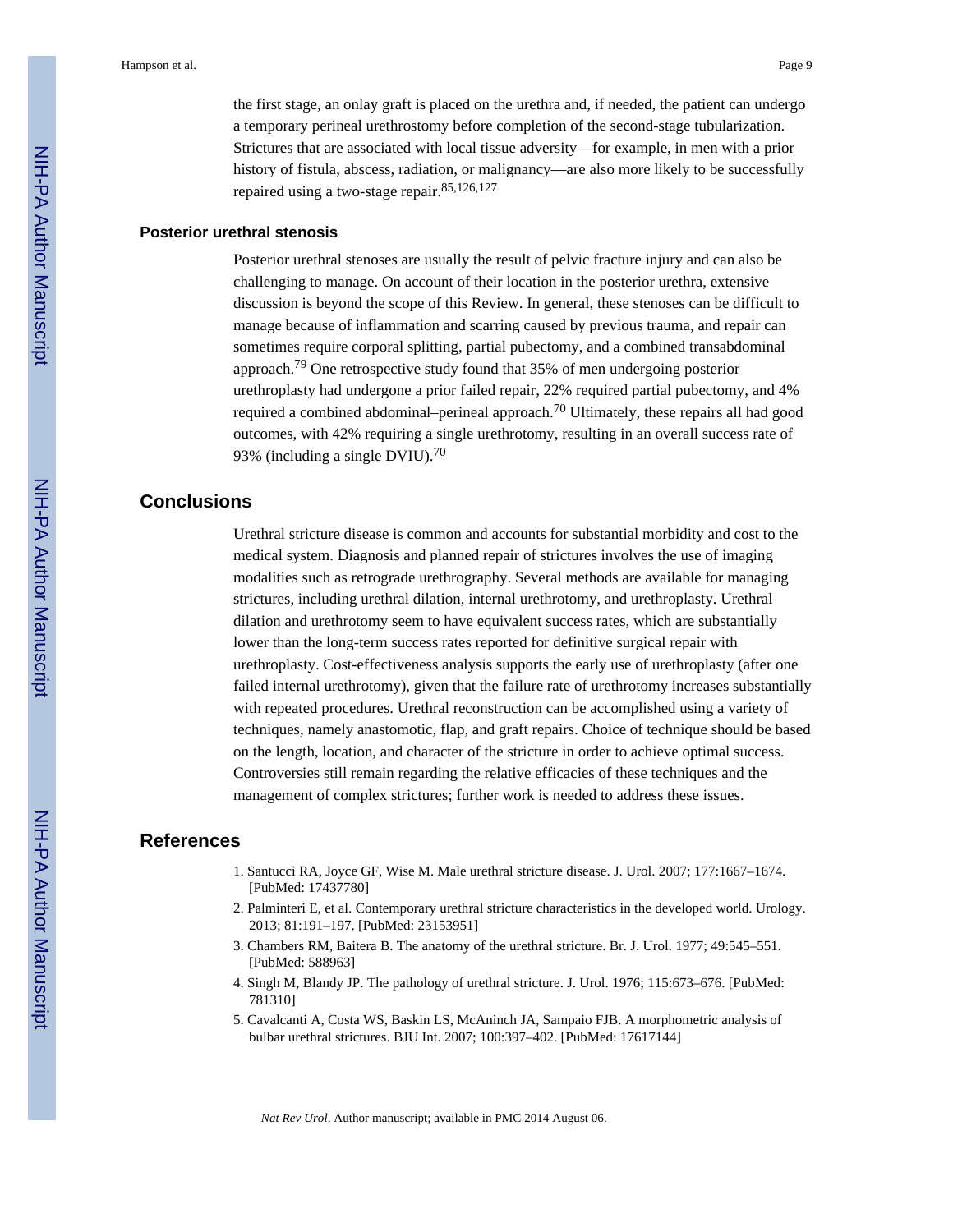the first stage, an onlay graft is placed on the urethra and, if needed, the patient can undergo a temporary perineal urethrostomy before completion of the second-stage tubularization. Strictures that are associated with local tissue adversity—for example, in men with a prior history of fistula, abscess, radiation, or malignancy—are also more likely to be successfully repaired using a two-stage repair.[85,126,127]

### Posterior urethral stenosis

Posterior urethral stenoses are usually the result of pelvic fracture injury and can also be challenging to manage. On account of their location in the posterior urethra, extensive discussion is beyond the scope of this Review. In general, these stenoses can be difficult to manage because of inflammation and scarring caused by previous trauma, and repair can sometimes require corporal splitting, partial pubectomy, and a combined transabdominal approach.[79] One retrospective study found that 35% of men undergoing posterior urethroplasty had undergone a prior failed repair, 22% required partial pubectomy, and 4% required a combined abdominal–perineal approach.[70] Ultimately, these repairs all had good outcomes, with 42% requiring a single urethrotomy, resulting in an overall success rate of 93% (including a single DVIU).[70]

## Conclusions

Urethral stricture disease is common and accounts for substantial morbidity and cost to the medical system. Diagnosis and planned repair of strictures involves the use of imaging modalities such as retrograde urethrography. Several methods are available for managing strictures, including urethral dilation, internal urethrotomy, and urethroplasty. Urethral dilation and urethrotomy seem to have equivalent success rates, which are substantially lower than the long-term success rates reported for definitive surgical repair with urethroplasty. Cost-effectiveness analysis supports the early use of urethroplasty (after one failed internal urethrotomy), given that the failure rate of urethrotomy increases substantially with repeated procedures. Urethral reconstruction can be accomplished using a variety of techniques, namely anastomotic, flap, and graft repairs. Choice of technique should be based on the length, location, and character of the stricture in order to achieve optimal success. Controversies still remain regarding the relative efficacies of these techniques and the management of complex strictures; further work is needed to address these issues.

## References

1. Santucci RA, Joyce GF, Wise M. Male urethral stricture disease. J. Urol. 2007; 177:1667–1674. [PubMed: 17437780]
2. Palminteri E, et al. Contemporary urethral stricture characteristics in the developed world. Urology. 2013; 81:191–197. [PubMed: 23153951]
3. Chambers RM, Baitera B. The anatomy of the urethral stricture. Br. J. Urol. 1977; 49:545–551. [PubMed: 588963]
4. Singh M, Blandy JP. The pathology of urethral stricture. J. Urol. 1976; 115:673–676. [PubMed: 781310]
5. Cavalcanti A, Costa WS, Baskin LS, McAninch JA, Sampaio FJB. A morphometric analysis of bulbar urethral strictures. BJU Int. 2007; 100:397–402. [PubMed: 17617144]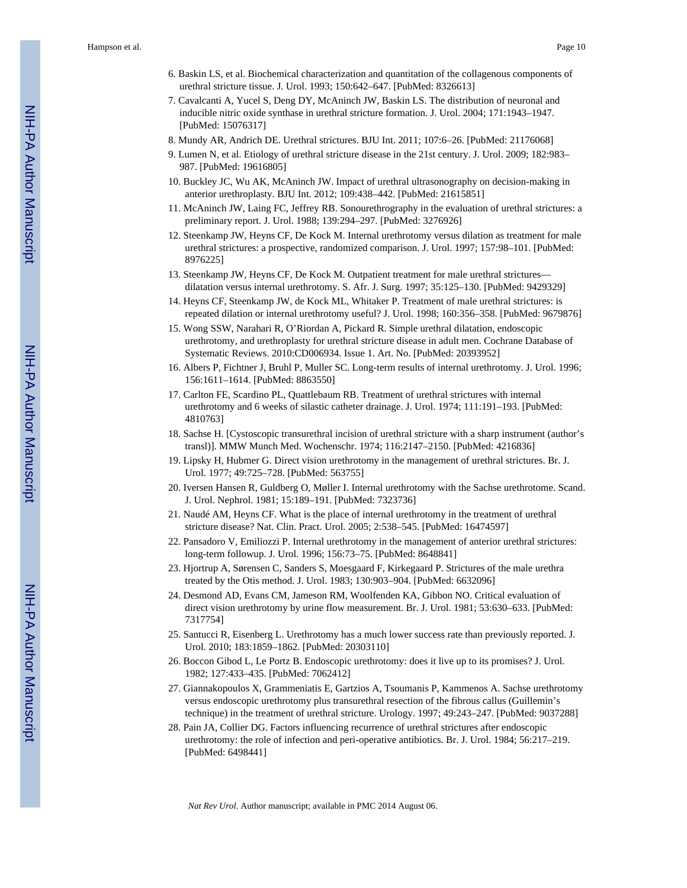6. Baskin LS, et al. Biochemical characterization and quantitation of the collagenous components of urethral stricture tissue. J. Urol. 1993; 150:642–647. [PubMed: 8326613]
7. Cavalcanti A, Yucel S, Deng DY, McAninch JW, Baskin LS. The distribution of neuronal and inducible nitric oxide synthase in urethral stricture formation. J. Urol. 2004; 171:1943–1947. [PubMed: 15076317]
8. Mundy AR, Andrich DE. Urethral strictures. BJU Int. 2011; 107:6–26. [PubMed: 21176068]
9. Lumen N, et al. Etiology of urethral stricture disease in the 21st century. J. Urol. 2009; 182:983–987. [PubMed: 19616805]
10. Buckley JC, Wu AK, McAninch JW. Impact of urethral ultrasonography on decision-making in anterior urethroplasty. BJU Int. 2012; 109:438–442. [PubMed: 21615851]
11. McAninch JW, Laing FC, Jeffrey RB. Sonourethrography in the evaluation of urethral strictures: a preliminary report. J. Urol. 1988; 139:294–297. [PubMed: 3276926]
12. Steenkamp JW, Heyns CF, De Kock M. Internal urethrotomy versus dilation as treatment for male urethral strictures: a prospective, randomized comparison. J. Urol. 1997; 157:98–101. [PubMed: 8976225]
13. Steenkamp JW, Heyns CF, De Kock M. Outpatient treatment for male urethral strictures—dilatation versus internal urethrotomy. S. Afr. J. Surg. 1997; 35:125–130. [PubMed: 9429329]
14. Heyns CF, Steenkamp JW, de Kock ML, Whitaker P. Treatment of male urethral strictures: is repeated dilation or internal urethrotomy useful? J. Urol. 1998; 160:356–358. [PubMed: 9679876]
15. Wong SSW, Narahari R, O'Riordan A, Pickard R. Simple urethral dilatation, endoscopic urethrotomy, and urethroplasty for urethral stricture disease in adult men. Cochrane Database of Systematic Reviews. 2010:CD006934. Issue 1. Art. No. [PubMed: 20393952]
16. Albers P, Fichtner J, Bruhl P, Muller SC. Long-term results of internal urethrotomy. J. Urol. 1996; 156:1611–1614. [PubMed: 8863550]
17. Carlton FE, Scardino PL, Quattlebaum RB. Treatment of urethral strictures with internal urethrotomy and 6 weeks of silastic catheter drainage. J. Urol. 1974; 111:191–193. [PubMed: 4810763]
18. Sachse H. [Cystoscopic transurethral incision of urethral stricture with a sharp instrument (author's transl)]. MMW Munch Med. Wochenschr. 1974; 116:2147–2150. [PubMed: 4216836]
19. Lipsky H, Hubmer G. Direct vision urethrotomy in the management of urethral strictures. Br. J. Urol. 1977; 49:725–728. [PubMed: 563755]
20. Iversen Hansen R, Guldberg O, Møller I. Internal urethrotomy with the Sachse urethrotome. Scand. J. Urol. Nephrol. 1981; 15:189–191. [PubMed: 7323736]
21. Naudé AM, Heyns CF. What is the place of internal urethrotomy in the treatment of urethral stricture disease? Nat. Clin. Pract. Urol. 2005; 2:538–545. [PubMed: 16474597]
22. Pansadoro V, Emiliozzi P. Internal urethrotomy in the management of anterior urethral strictures: long-term followup. J. Urol. 1996; 156:73–75. [PubMed: 8648841]
23. Hjortrup A, Sørensen C, Sanders S, Moesgaard F, Kirkegaard P. Strictures of the male urethra treated by the Otis method. J. Urol. 1983; 130:903–904. [PubMed: 6632096]
24. Desmond AD, Evans CM, Jameson RM, Woolfenden KA, Gibbon NO. Critical evaluation of direct vision urethrotomy by urine flow measurement. Br. J. Urol. 1981; 53:630–633. [PubMed: 7317754]
25. Santucci R, Eisenberg L. Urethrotomy has a much lower success rate than previously reported. J. Urol. 2010; 183:1859–1862. [PubMed: 20303110]
26. Boccon Gibod L, Le Portz B. Endoscopic urethrotomy: does it live up to its promises? J. Urol. 1982; 127:433–435. [PubMed: 7062412]
27. Giannakopoulos X, Grammeniatis E, Gartzios A, Tsoumanis P, Kammenos A. Sachse urethrotomy versus endoscopic urethrotomy plus transurethral resection of the fibrous callus (Guillemin's technique) in the treatment of urethral stricture. Urology. 1997; 49:243–247. [PubMed: 9037288]
28. Pain JA, Collier DG. Factors influencing recurrence of urethral strictures after endoscopic urethrotomy: the role of infection and peri-operative antibiotics. Br. J. Urol. 1984; 56:217–219. [PubMed: 6498441]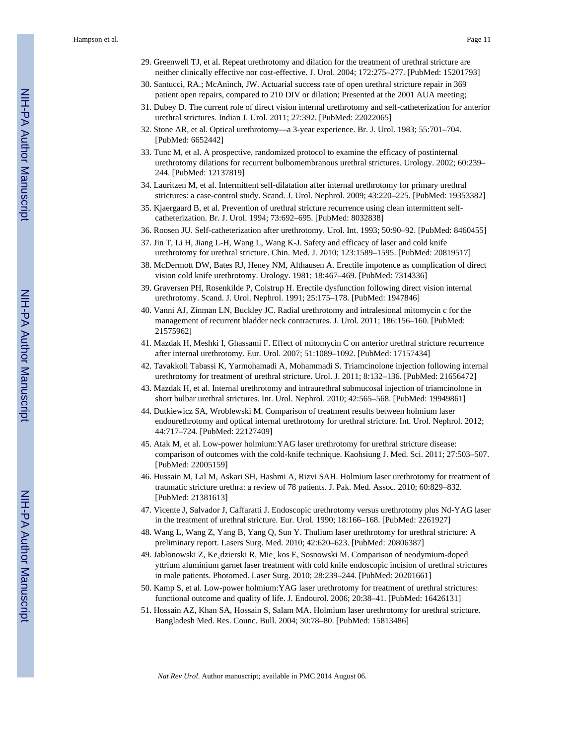29. Greenwell TJ, et al. Repeat urethrotomy and dilation for the treatment of urethral stricture are neither clinically effective nor cost-effective. J. Urol. 2004; 172:275–277. [PubMed: 15201793]
30. Santucci, RA.; McAninch, JW. Actuarial success rate of open urethral stricture repair in 369 patient open repairs, compared to 210 DIV or dilation; Presented at the 2001 AUA meeting;
31. Dubey D. The current role of direct vision internal urethrotomy and self-catheterization for anterior urethral strictures. Indian J. Urol. 2011; 27:392. [PubMed: 22022065]
32. Stone AR, et al. Optical urethrotomy—a 3-year experience. Br. J. Urol. 1983; 55:701–704. [PubMed: 6652442]
33. Tunc M, et al. A prospective, randomized protocol to examine the efficacy of postinternal urethrotomy dilations for recurrent bulbomembranous urethral strictures. Urology. 2002; 60:239–244. [PubMed: 12137819]
34. Lauritzen M, et al. Intermittent self-dilatation after internal urethrotomy for primary urethral strictures: a case-control study. Scand. J. Urol. Nephrol. 2009; 43:220–225. [PubMed: 19353382]
35. Kjaergaard B, et al. Prevention of urethral stricture recurrence using clean intermittent self-catheterization. Br. J. Urol. 1994; 73:692–695. [PubMed: 8032838]
36. Roosen JU. Self-catheterization after urethrotomy. Urol. Int. 1993; 50:90–92. [PubMed: 8460455]
37. Jin T, Li H, Jiang L-H, Wang L, Wang K-J. Safety and efficacy of laser and cold knife urethrotomy for urethral stricture. Chin. Med. J. 2010; 123:1589–1595. [PubMed: 20819517]
38. McDermott DW, Bates RJ, Heney NM, Althausen A. Erectile impotence as complication of direct vision cold knife urethrotomy. Urology. 1981; 18:467–469. [PubMed: 7314336]
39. Graversen PH, Rosenkilde P, Colstrup H. Erectile dysfunction following direct vision internal urethrotomy. Scand. J. Urol. Nephrol. 1991; 25:175–178. [PubMed: 1947846]
40. Vanni AJ, Zinman LN, Buckley JC. Radial urethrotomy and intralesional mitomycin c for the management of recurrent bladder neck contractures. J. Urol. 2011; 186:156–160. [PubMed: 21575962]
41. Mazdak H, Meshki I, Ghassami F. Effect of mitomycin C on anterior urethral stricture recurrence after internal urethrotomy. Eur. Urol. 2007; 51:1089–1092. [PubMed: 17157434]
42. Tavakkoli Tabassi K, Yarmohamadi A, Mohammadi S. Triamcinolone injection following internal urethrotomy for treatment of urethral stricture. Urol. J. 2011; 8:132–136. [PubMed: 21656472]
43. Mazdak H, et al. Internal urethrotomy and intraurethral submucosal injection of triamcinolone in short bulbar urethral strictures. Int. Urol. Nephrol. 2010; 42:565–568. [PubMed: 19949861]
44. Dutkiewicz SA, Wroblewski M. Comparison of treatment results between holmium laser endourethrotomy and optical internal urethrotomy for urethral stricture. Int. Urol. Nephrol. 2012; 44:717–724. [PubMed: 22127409]
45. Atak M, et al. Low-power holmium:YAG laser urethrotomy for urethral stricture disease: comparison of outcomes with the cold-knife technique. Kaohsiung J. Med. Sci. 2011; 27:503–507. [PubMed: 22005159]
46. Hussain M, Lal M, Askari SH, Hashmi A, Rizvi SAH. Holmium laser urethrotomy for treatment of traumatic stricture urethra: a review of 78 patients. J. Pak. Med. Assoc. 2010; 60:829–832. [PubMed: 21381613]
47. Vicente J, Salvador J, Caffaratti J. Endoscopic urethrotomy versus urethrotomy plus Nd-YAG laser in the treatment of urethral stricture. Eur. Urol. 1990; 18:166–168. [PubMed: 2261927]
48. Wang L, Wang Z, Yang B, Yang Q, Sun Y. Thulium laser urethrotomy for urethral stricture: A preliminary report. Lasers Surg. Med. 2010; 42:620–623. [PubMed: 20806387]
49. Jabłonowski Z, Kędzierski R, Miękos E, Sosnowski M. Comparison of neodymium-doped yttrium aluminium garnet laser treatment with cold knife endoscopic incision of urethral strictures in male patients. Photomed. Laser Surg. 2010; 28:239–244. [PubMed: 20201661]
50. Kamp S, et al. Low-power holmium:YAG laser urethrotomy for treatment of urethral strictures: functional outcome and quality of life. J. Endourol. 2006; 20:38–41. [PubMed: 16426131]
51. Hossain AZ, Khan SA, Hossain S, Salam MA. Holmium laser urethrotomy for urethral stricture. Bangladesh Med. Res. Counc. Bull. 2004; 30:78–80. [PubMed: 15813486]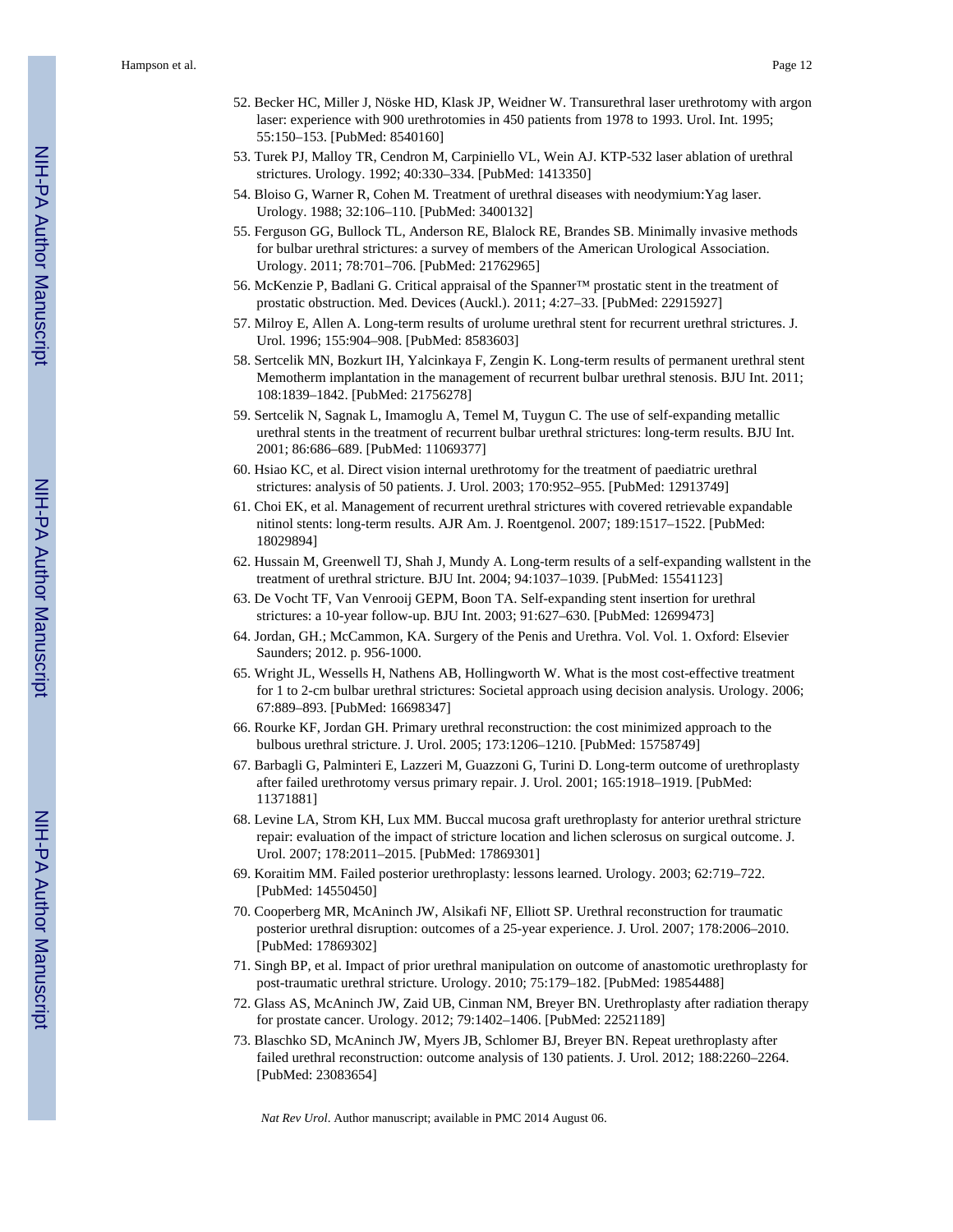52. Becker HC, Miller J, Nöske HD, Klask JP, Weidner W. Transurethral laser urethrotomy with argon laser: experience with 900 urethrotomies in 450 patients from 1978 to 1993. Urol. Int. 1995; 55:150–153. [PubMed: 8540160]
53. Turek PJ, Malloy TR, Cendron M, Carpiniello VL, Wein AJ. KTP-532 laser ablation of urethral strictures. Urology. 1992; 40:330–334. [PubMed: 1413350]
54. Bloiso G, Warner R, Cohen M. Treatment of urethral diseases with neodymium:Yag laser. Urology. 1988; 32:106–110. [PubMed: 3400132]
55. Ferguson GG, Bullock TL, Anderson RE, Blalock RE, Brandes SB. Minimally invasive methods for bulbar urethral strictures: a survey of members of the American Urological Association. Urology. 2011; 78:701–706. [PubMed: 21762965]
56. McKenzie P, Badlani G. Critical appraisal of the Spanner™ prostatic stent in the treatment of prostatic obstruction. Med. Devices (Auckl.). 2011; 4:27–33. [PubMed: 22915927]
57. Milroy E, Allen A. Long-term results of urolume urethral stent for recurrent urethral strictures. J. Urol. 1996; 155:904–908. [PubMed: 8583603]
58. Sertcelik MN, Bozkurt IH, Yalcinkaya F, Zengin K. Long-term results of permanent urethral stent Memotherm implantation in the management of recurrent bulbar urethral stenosis. BJU Int. 2011; 108:1839–1842. [PubMed: 21756278]
59. Sertcelik N, Sagnak L, Imamoglu A, Temel M, Tuygun C. The use of self-expanding metallic urethral stents in the treatment of recurrent bulbar urethral strictures: long-term results. BJU Int. 2001; 86:686–689. [PubMed: 11069377]
60. Hsiao KC, et al. Direct vision internal urethrotomy for the treatment of paediatric urethral strictures: analysis of 50 patients. J. Urol. 2003; 170:952–955. [PubMed: 12913749]
61. Choi EK, et al. Management of recurrent urethral strictures with covered retrievable expandable nitinol stents: long-term results. AJR Am. J. Roentgenol. 2007; 189:1517–1522. [PubMed: 18029894]
62. Hussain M, Greenwell TJ, Shah J, Mundy A. Long-term results of a self-expanding wallstent in the treatment of urethral stricture. BJU Int. 2004; 94:1037–1039. [PubMed: 15541123]
63. De Vocht TF, Van Venrooij GEPM, Boon TA. Self-expanding stent insertion for urethral strictures: a 10-year follow-up. BJU Int. 2003; 91:627–630. [PubMed: 12699473]
64. Jordan, GH.; McCammon, KA. Surgery of the Penis and Urethra. Vol. Vol. 1. Oxford: Elsevier Saunders; 2012. p. 956-1000.
65. Wright JL, Wessells H, Nathens AB, Hollingworth W. What is the most cost-effective treatment for 1 to 2-cm bulbar urethral strictures: Societal approach using decision analysis. Urology. 2006; 67:889–893. [PubMed: 16698347]
66. Rourke KF, Jordan GH. Primary urethral reconstruction: the cost minimized approach to the bulbous urethral stricture. J. Urol. 2005; 173:1206–1210. [PubMed: 15758749]
67. Barbagli G, Palminteri E, Lazzeri M, Guazzoni G, Turini D. Long-term outcome of urethroplasty after failed urethrotomy versus primary repair. J. Urol. 2001; 165:1918–1919. [PubMed: 11371881]
68. Levine LA, Strom KH, Lux MM. Buccal mucosa graft urethroplasty for anterior urethral stricture repair: evaluation of the impact of stricture location and lichen sclerosus on surgical outcome. J. Urol. 2007; 178:2011–2015. [PubMed: 17869301]
69. Koraitim MM. Failed posterior urethroplasty: lessons learned. Urology. 2003; 62:719–722. [PubMed: 14550450]
70. Cooperberg MR, McAninch JW, Alsikafi NF, Elliott SP. Urethral reconstruction for traumatic posterior urethral disruption: outcomes of a 25-year experience. J. Urol. 2007; 178:2006–2010. [PubMed: 17869302]
71. Singh BP, et al. Impact of prior urethral manipulation on outcome of anastomotic urethroplasty for post-traumatic urethral stricture. Urology. 2010; 75:179–182. [PubMed: 19854488]
72. Glass AS, McAninch JW, Zaid UB, Cinman NM, Breyer BN. Urethroplasty after radiation therapy for prostate cancer. Urology. 2012; 79:1402–1406. [PubMed: 22521189]
73. Blaschko SD, McAninch JW, Myers JB, Schlomer BJ, Breyer BN. Repeat urethroplasty after failed urethral reconstruction: outcome analysis of 130 patients. J. Urol. 2012; 188:2260–2264. [PubMed: 23083654]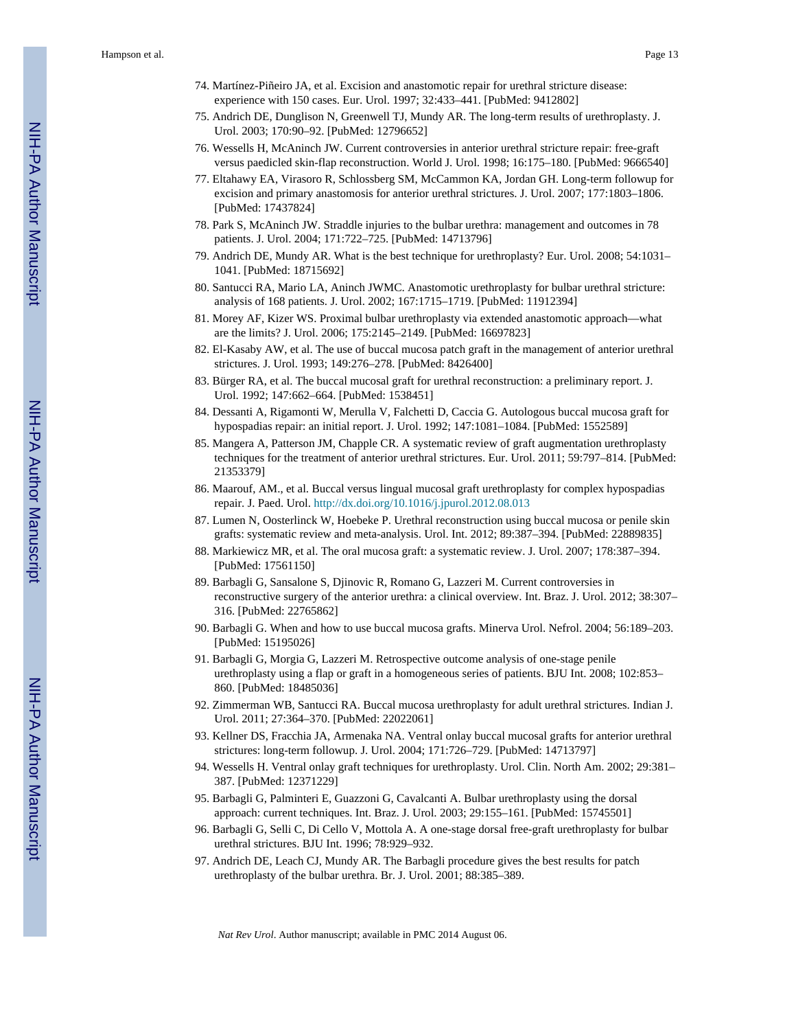74. Martínez-Piñeiro JA, et al. Excision and anastomotic repair for urethral stricture disease: experience with 150 cases. Eur. Urol. 1997; 32:433–441. [PubMed: 9412802]
75. Andrich DE, Dunglison N, Greenwell TJ, Mundy AR. The long-term results of urethroplasty. J. Urol. 2003; 170:90–92. [PubMed: 12796652]
76. Wessells H, McAninch JW. Current controversies in anterior urethral stricture repair: free-graft versus paedicled skin-flap reconstruction. World J. Urol. 1998; 16:175–180. [PubMed: 9666540]
77. Eltahawy EA, Virasoro R, Schlossberg SM, McCammon KA, Jordan GH. Long-term followup for excision and primary anastomosis for anterior urethral strictures. J. Urol. 2007; 177:1803–1806. [PubMed: 17437824]
78. Park S, McAninch JW. Straddle injuries to the bulbar urethra: management and outcomes in 78 patients. J. Urol. 2004; 171:722–725. [PubMed: 14713796]
79. Andrich DE, Mundy AR. What is the best technique for urethroplasty? Eur. Urol. 2008; 54:1031–1041. [PubMed: 18715692]
80. Santucci RA, Mario LA, Aninch JWMC. Anastomotic urethroplasty for bulbar urethral stricture: analysis of 168 patients. J. Urol. 2002; 167:1715–1719. [PubMed: 11912394]
81. Morey AF, Kizer WS. Proximal bulbar urethroplasty via extended anastomotic approach—what are the limits? J. Urol. 2006; 175:2145–2149. [PubMed: 16697823]
82. El-Kasaby AW, et al. The use of buccal mucosa patch graft in the management of anterior urethral strictures. J. Urol. 1993; 149:276–278. [PubMed: 8426400]
83. Bürger RA, et al. The buccal mucosal graft for urethral reconstruction: a preliminary report. J. Urol. 1992; 147:662–664. [PubMed: 1538451]
84. Dessanti A, Rigamonti W, Merulla V, Falchetti D, Caccia G. Autologous buccal mucosa graft for hypospadias repair: an initial report. J. Urol. 1992; 147:1081–1084. [PubMed: 1552589]
85. Mangera A, Patterson JM, Chapple CR. A systematic review of graft augmentation urethroplasty techniques for the treatment of anterior urethral strictures. Eur. Urol. 2011; 59:797–814. [PubMed: 21353379]
86. Maarouf, AM., et al. Buccal versus lingual mucosal graft urethroplasty for complex hypospadias repair. J. Paed. Urol. http://dx.doi.org/10.1016/j.jpurol.2012.08.013
87. Lumen N, Oosterlinck W, Hoebeke P. Urethral reconstruction using buccal mucosa or penile skin grafts: systematic review and meta-analysis. Urol. Int. 2012; 89:387–394. [PubMed: 22889835]
88. Markiewicz MR, et al. The oral mucosa graft: a systematic review. J. Urol. 2007; 178:387–394. [PubMed: 17561150]
89. Barbagli G, Sansalone S, Djinovic R, Romano G, Lazzeri M. Current controversies in reconstructive surgery of the anterior urethra: a clinical overview. Int. Braz. J. Urol. 2012; 38:307–316. [PubMed: 22765862]
90. Barbagli G. When and how to use buccal mucosa grafts. Minerva Urol. Nefrol. 2004; 56:189–203. [PubMed: 15195026]
91. Barbagli G, Morgia G, Lazzeri M. Retrospective outcome analysis of one-stage penile urethroplasty using a flap or graft in a homogeneous series of patients. BJU Int. 2008; 102:853–860. [PubMed: 18485036]
92. Zimmerman WB, Santucci RA. Buccal mucosa urethroplasty for adult urethral strictures. Indian J. Urol. 2011; 27:364–370. [PubMed: 22022061]
93. Kellner DS, Fracchia JA, Armenaka NA. Ventral onlay buccal mucosal grafts for anterior urethral strictures: long-term followup. J. Urol. 2004; 171:726–729. [PubMed: 14713797]
94. Wessells H. Ventral onlay graft techniques for urethroplasty. Urol. Clin. North Am. 2002; 29:381–387. [PubMed: 12371229]
95. Barbagli G, Palminteri E, Guazzoni G, Cavalcanti A. Bulbar urethroplasty using the dorsal approach: current techniques. Int. Braz. J. Urol. 2003; 29:155–161. [PubMed: 15745501]
96. Barbagli G, Selli C, Di Cello V, Mottola A. A one-stage dorsal free-graft urethroplasty for bulbar urethral strictures. BJU Int. 1996; 78:929–932.
97. Andrich DE, Leach CJ, Mundy AR. The Barbagli procedure gives the best results for patch urethroplasty of the bulbar urethra. Br. J. Urol. 2001; 88:385–389.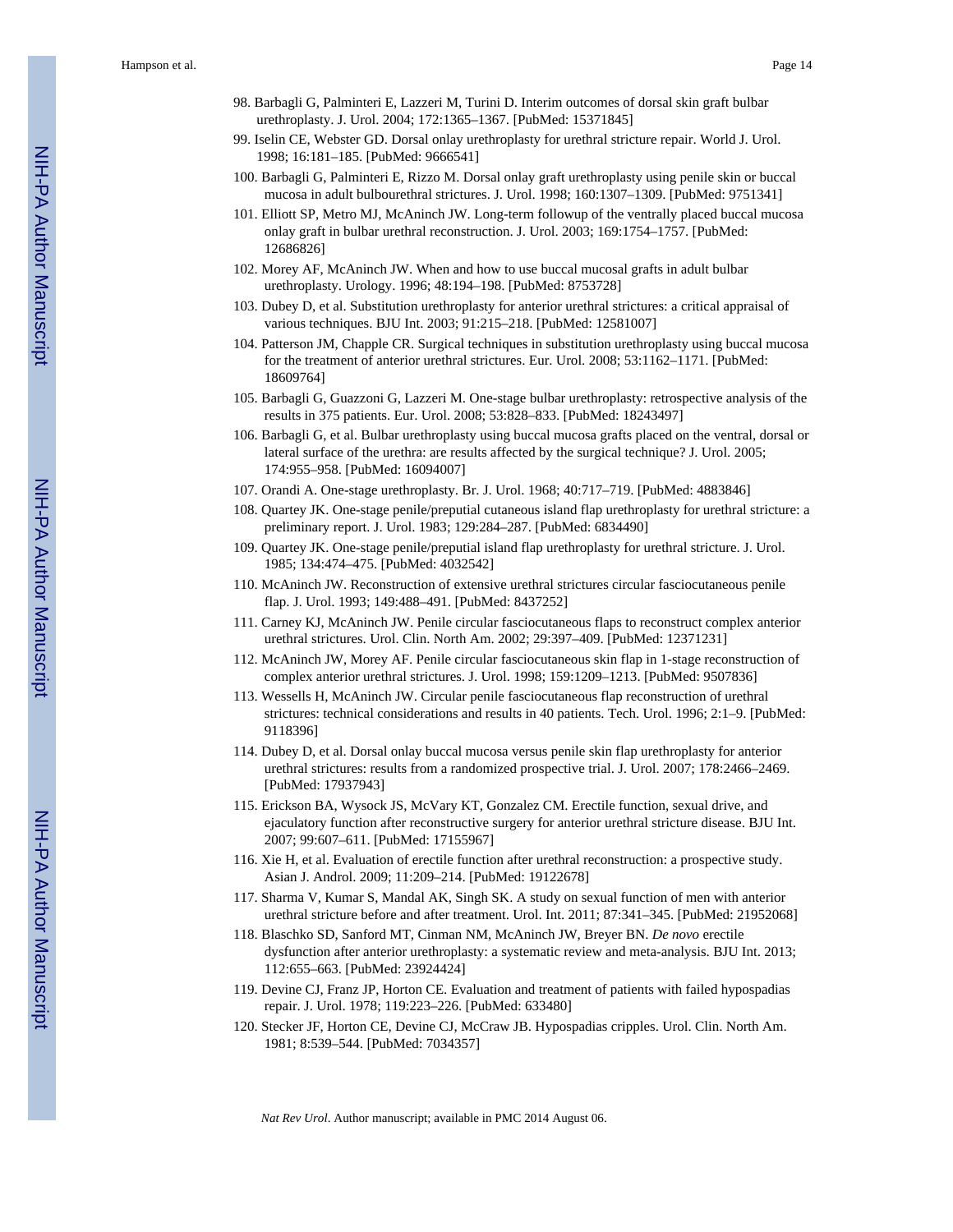98. Barbagli G, Palminteri E, Lazzeri M, Turini D. Interim outcomes of dorsal skin graft bulbar urethroplasty. J. Urol. 2004; 172:1365–1367. [PubMed: 15371845]
99. Iselin CE, Webster GD. Dorsal onlay urethroplasty for urethral stricture repair. World J. Urol. 1998; 16:181–185. [PubMed: 9666541]
100. Barbagli G, Palminteri E, Rizzo M. Dorsal onlay graft urethroplasty using penile skin or buccal mucosa in adult bulbourethral strictures. J. Urol. 1998; 160:1307–1309. [PubMed: 9751341]
101. Elliott SP, Metro MJ, McAninch JW. Long-term followup of the ventrally placed buccal mucosa onlay graft in bulbar urethral reconstruction. J. Urol. 2003; 169:1754–1757. [PubMed: 12686826]
102. Morey AF, McAninch JW. When and how to use buccal mucosal grafts in adult bulbar urethroplasty. Urology. 1996; 48:194–198. [PubMed: 8753728]
103. Dubey D, et al. Substitution urethroplasty for anterior urethral strictures: a critical appraisal of various techniques. BJU Int. 2003; 91:215–218. [PubMed: 12581007]
104. Patterson JM, Chapple CR. Surgical techniques in substitution urethroplasty using buccal mucosa for the treatment of anterior urethral strictures. Eur. Urol. 2008; 53:1162–1171. [PubMed: 18609764]
105. Barbagli G, Guazzoni G, Lazzeri M. One-stage bulbar urethroplasty: retrospective analysis of the results in 375 patients. Eur. Urol. 2008; 53:828–833. [PubMed: 18243497]
106. Barbagli G, et al. Bulbar urethroplasty using buccal mucosa grafts placed on the ventral, dorsal or lateral surface of the urethra: are results affected by the surgical technique? J. Urol. 2005; 174:955–958. [PubMed: 16094007]
107. Orandi A. One-stage urethroplasty. Br. J. Urol. 1968; 40:717–719. [PubMed: 4883846]
108. Quartey JK. One-stage penile/preputial cutaneous island flap urethroplasty for urethral stricture: a preliminary report. J. Urol. 1983; 129:284–287. [PubMed: 6834490]
109. Quartey JK. One-stage penile/preputial island flap urethroplasty for urethral stricture. J. Urol. 1985; 134:474–475. [PubMed: 4032542]
110. McAninch JW. Reconstruction of extensive urethral strictures circular fasciocutaneous penile flap. J. Urol. 1993; 149:488–491. [PubMed: 8437252]
111. Carney KJ, McAninch JW. Penile circular fasciocutaneous flaps to reconstruct complex anterior urethral strictures. Urol. Clin. North Am. 2002; 29:397–409. [PubMed: 12371231]
112. McAninch JW, Morey AF. Penile circular fasciocutaneous skin flap in 1-stage reconstruction of complex anterior urethral strictures. J. Urol. 1998; 159:1209–1213. [PubMed: 9507836]
113. Wessells H, McAninch JW. Circular penile fasciocutaneous flap reconstruction of urethral strictures: technical considerations and results in 40 patients. Tech. Urol. 1996; 2:1–9. [PubMed: 9118396]
114. Dubey D, et al. Dorsal onlay buccal mucosa versus penile skin flap urethroplasty for anterior urethral strictures: results from a randomized prospective trial. J. Urol. 2007; 178:2466–2469. [PubMed: 17937943]
115. Erickson BA, Wysock JS, McVary KT, Gonzalez CM. Erectile function, sexual drive, and ejaculatory function after reconstructive surgery for anterior urethral stricture disease. BJU Int. 2007; 99:607–611. [PubMed: 17155967]
116. Xie H, et al. Evaluation of erectile function after urethral reconstruction: a prospective study. Asian J. Androl. 2009; 11:209–214. [PubMed: 19122678]
117. Sharma V, Kumar S, Mandal AK, Singh SK. A study on sexual function of men with anterior urethral stricture before and after treatment. Urol. Int. 2011; 87:341–345. [PubMed: 21952068]
118. Blaschko SD, Sanford MT, Cinman NM, McAninch JW, Breyer BN. *De novo* erectile dysfunction after anterior urethroplasty: a systematic review and meta-analysis. BJU Int. 2013; 112:655–663. [PubMed: 23924424]
119. Devine CJ, Franz JP, Horton CE. Evaluation and treatment of patients with failed hypospadias repair. J. Urol. 1978; 119:223–226. [PubMed: 633480]
120. Stecker JF, Horton CE, Devine CJ, McCraw JB. Hypospadias cripples. Urol. Clin. North Am. 1981; 8:539–544. [PubMed: 7034357]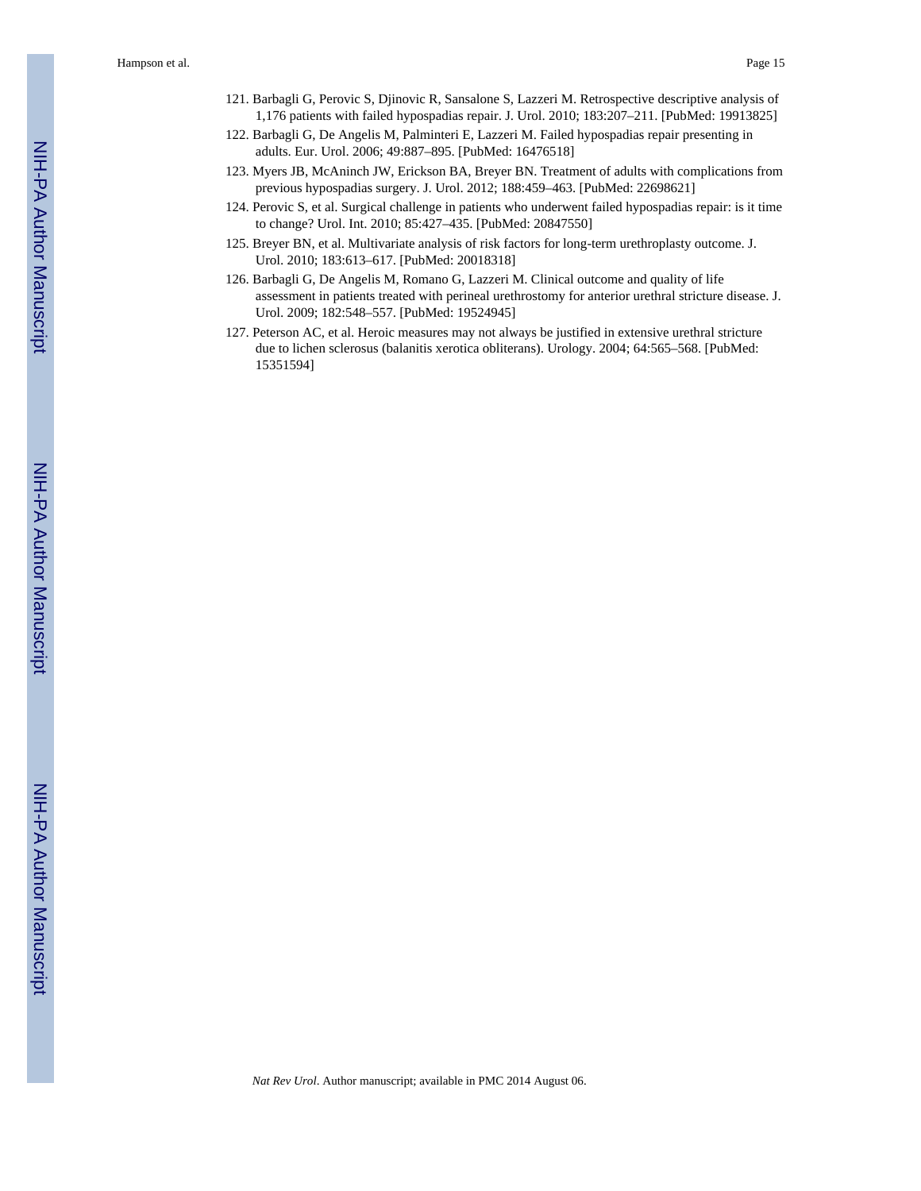121. Barbagli G, Perovic S, Djinovic R, Sansalone S, Lazzeri M. Retrospective descriptive analysis of 1,176 patients with failed hypospadias repair. J. Urol. 2010; 183:207–211. [PubMed: 19913825]
122. Barbagli G, De Angelis M, Palminteri E, Lazzeri M. Failed hypospadias repair presenting in adults. Eur. Urol. 2006; 49:887–895. [PubMed: 16476518]
123. Myers JB, McAninch JW, Erickson BA, Breyer BN. Treatment of adults with complications from previous hypospadias surgery. J. Urol. 2012; 188:459–463. [PubMed: 22698621]
124. Perovic S, et al. Surgical challenge in patients who underwent failed hypospadias repair: is it time to change? Urol. Int. 2010; 85:427–435. [PubMed: 20847550]
125. Breyer BN, et al. Multivariate analysis of risk factors for long-term urethroplasty outcome. J. Urol. 2010; 183:613–617. [PubMed: 20018318]
126. Barbagli G, De Angelis M, Romano G, Lazzeri M. Clinical outcome and quality of life assessment in patients treated with perineal urethrostomy for anterior urethral stricture disease. J. Urol. 2009; 182:548–557. [PubMed: 19524945]
127. Peterson AC, et al. Heroic measures may not always be justified in extensive urethral stricture due to lichen sclerosus (balanitis xerotica obliterans). Urology. 2004; 64:565–568. [PubMed: 15351594]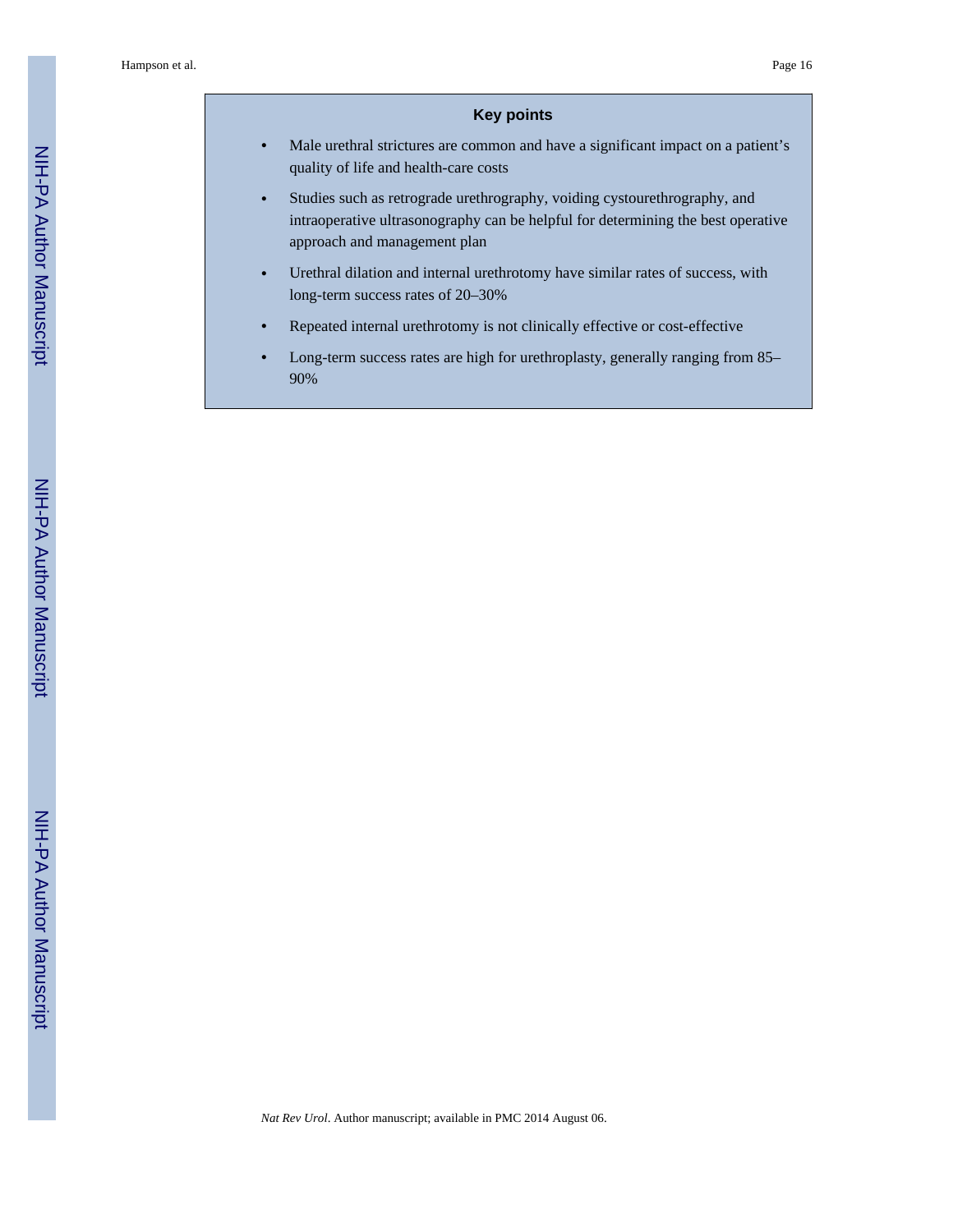## Key points

- Male urethral strictures are common and have a significant impact on a patient's quality of life and health-care costs
- Studies such as retrograde urethrography, voiding cystourethrography, and intraoperative ultrasonography can be helpful for determining the best operative approach and management plan
- Urethral dilation and internal urethrotomy have similar rates of success, with long-term success rates of 20–30%
- Repeated internal urethrotomy is not clinically effective or cost-effective
- Long-term success rates are high for urethroplasty, generally ranging from 85–90%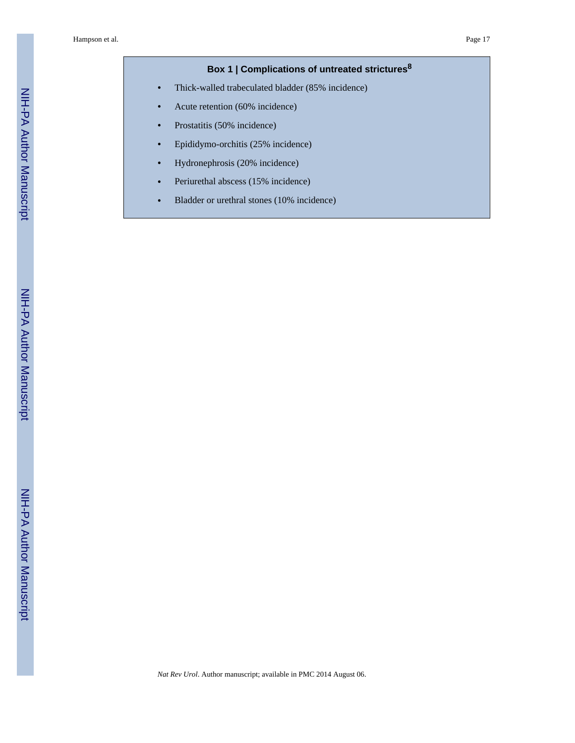### Box 1 | Complications of untreated strictures[8]

- Thick-walled trabeculated bladder (85% incidence)
- Acute retention (60% incidence)
- Prostatitis (50% incidence)
- Epididymo-orchitis (25% incidence)
- Hydronephrosis (20% incidence)
- Periurethral abscess (15% incidence)
- Bladder or urethral stones (10% incidence)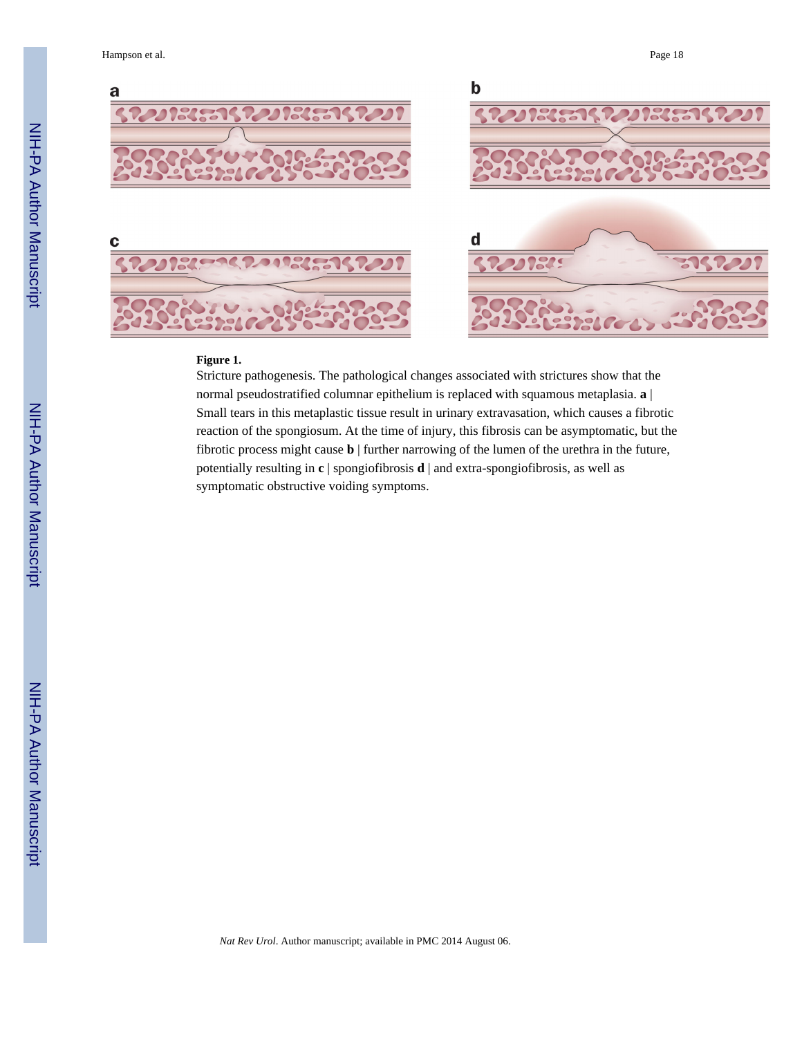**Figure 1.**

Stricture pathogenesis. The pathological changes associated with strictures show that the normal pseudostratified columnar epithelium is replaced with squamous metaplasia. **a** | Small tears in this metaplastic tissue result in urinary extravasation, which causes a fibrotic reaction of the spongiosum. At the time of injury, this fibrosis can be asymptomatic, but the fibrotic process might cause **b** | further narrowing of the lumen of the urethra in the future, potentially resulting in **c** | spongiofibrosis **d** | and extra-spongiofibrosis, as well as symptomatic obstructive voiding symptoms.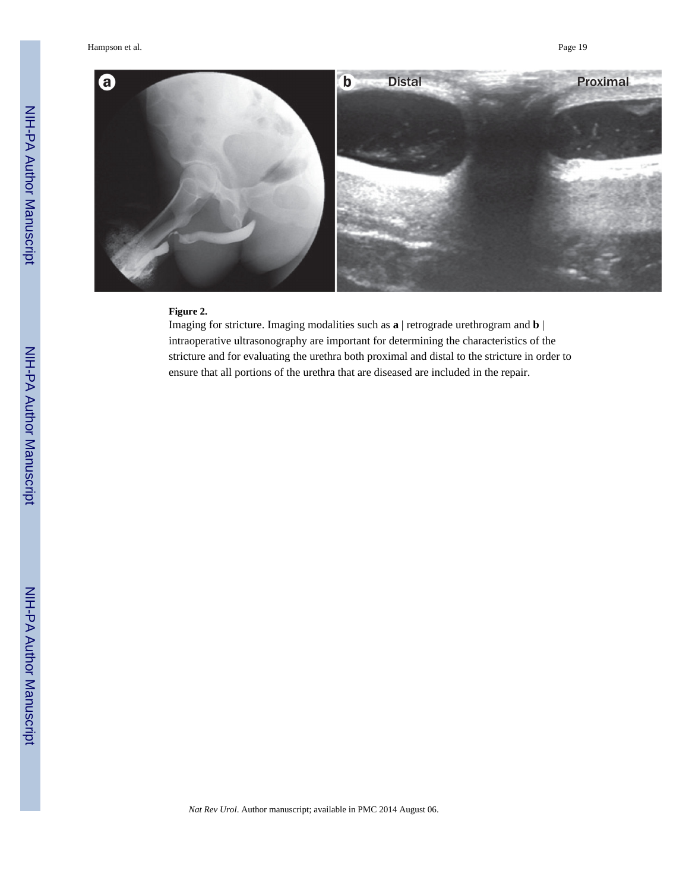**Figure 2.**

Imaging for stricture. Imaging modalities such as **a** | retrograde urethrogram and **b** | intraoperative ultrasonography are important for determining the characteristics of the stricture and for evaluating the urethra both proximal and distal to the stricture in order to ensure that all portions of the urethra that are diseased are included in the repair.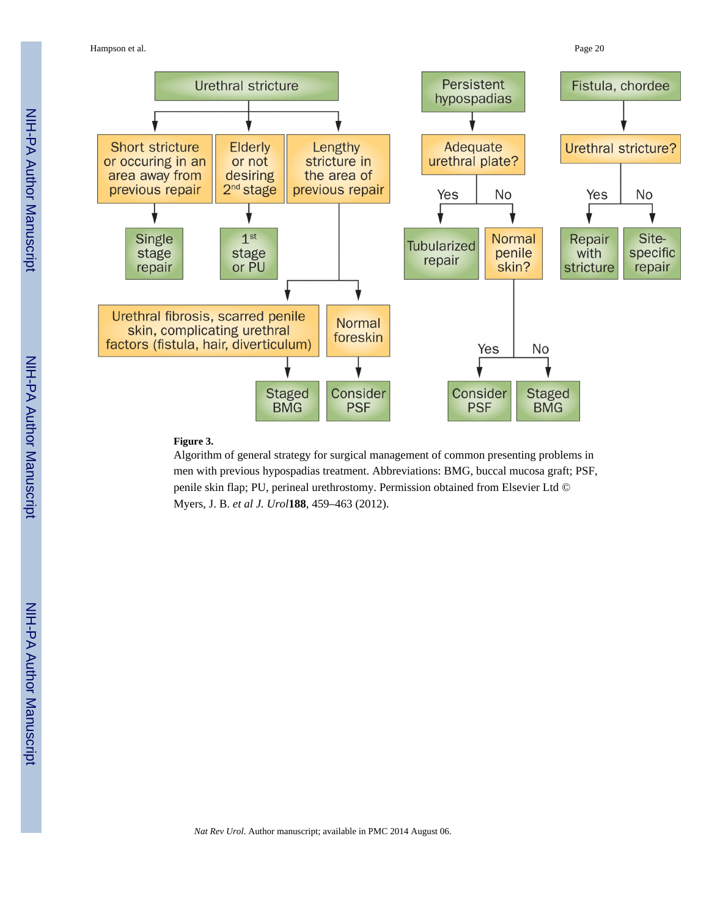- **Urethral stricture**
  - Short stricture or occuring in an area away from previous repair → Single stage repair
  - Elderly or not desiring 2nd stage → 1st stage or PU
  - Lengthy stricture in the area of previous repair
    - Urethral fibrosis, scarred penile skin, complicating urethral factors (fistula, hair, diverticulum) → Staged BMG
    - Normal foreskin → Consider PSF
- **Persistent hypospadias**
  - Adequate urethral plate?
    - Yes → Tubularized repair
    - No → Normal penile skin?
      - Yes → Consider PSF
      - No → Staged BMG
- **Fistula, chordee**
  - Urethral stricture?
    - Yes → Repair with stricture
    - No → Site-specific repair

**Figure 3.**

Algorithm of general strategy for surgical management of common presenting problems in men with previous hypospadias treatment. Abbreviations: BMG, buccal mucosa graft; PSF, penile skin flap; PU, perineal urethrostomy. Permission obtained from Elsevier Ltd © Myers, J. B. *et al J. Urol* **188**, 459–463 (2012).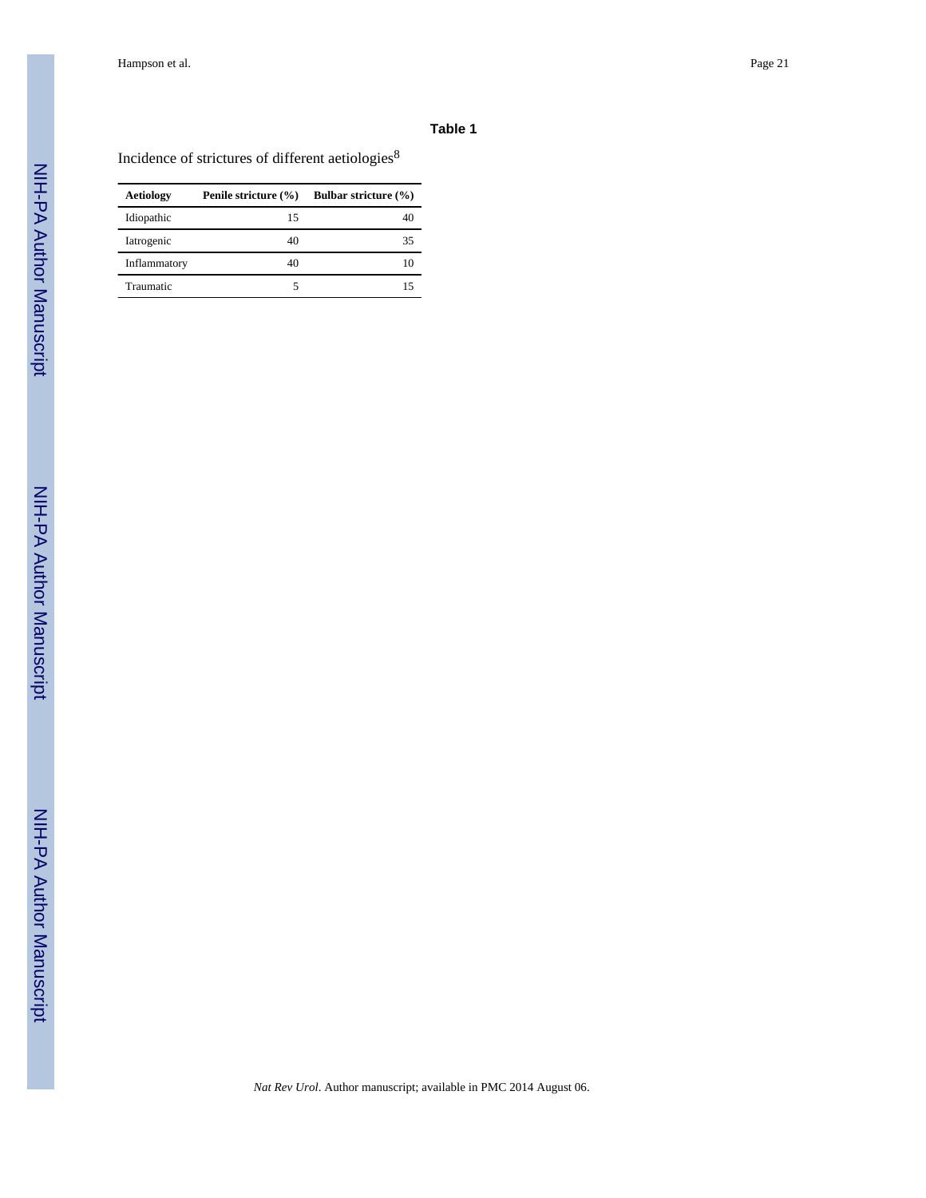## Table 1

Incidence of strictures of different aetiologies[8]

| Aetiology | Penile stricture (%) | Bulbar stricture (%) |
|---|---|---|
| Idiopathic | 15 | 40 |
| Iatrogenic | 40 | 35 |
| Inflammatory | 40 | 10 |
| Traumatic | 5 | 15 |